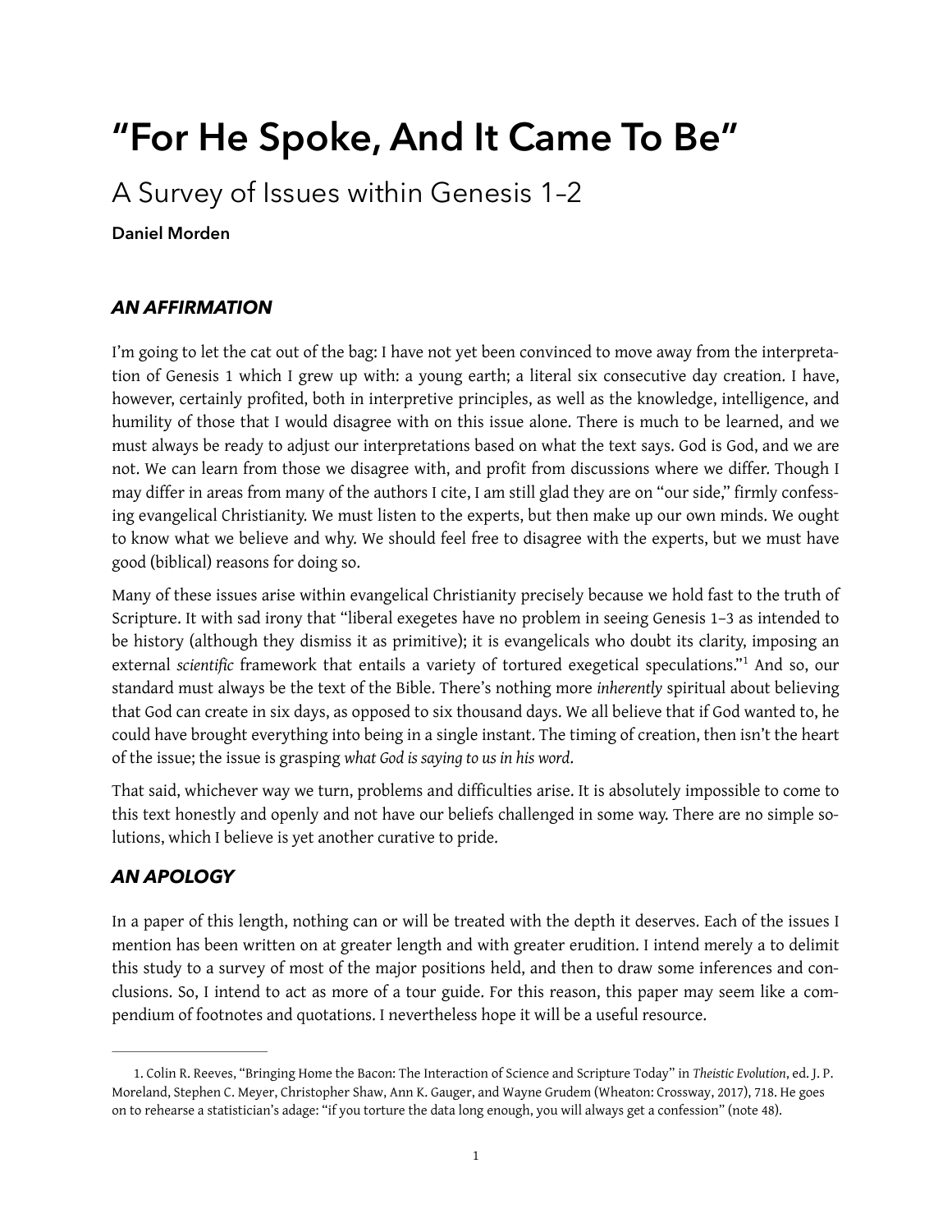# "For He Spoke, And It Came To Be"

## A Survey of Issues within Genesis 1–2

**Daniel Morden**

### *AN AFFIRMATION*

I'm going to let the cat out of the bag: I have not yet been convinced to move away from the interpretation of Genesis 1 which I grew up with: a young earth; a literal six consecutive day creation. I have, however, certainly profited, both in interpretive principles, as well as the knowledge, intelligence, and humility of those that I would disagree with on this issue alone. There is much to be learned, and we must always be ready to adjust our interpretations based on what the text says. God is God, and we are not. We can learn from those we disagree with, and profit from discussions where we differ. Though I may differ in areas from many of the authors I cite, I am still glad they are on "our side," firmly confessing evangelical Christianity. We must listen to the experts, but then make up our own minds. We ought to know what we believe and why. We should feel free to disagree with the experts, but we must have good (biblical) reasons for doing so.

Many of these issues arise within evangelical Christianity precisely because we hold fast to the truth of Scripture. It with sad irony that "liberal exegetes have no problem in seeing Genesis 1–3 as intended to be history (although they dismiss it as primitive); it is evangelicals who doubt its clarity, imposing an external *scientific* framework that entails a variety of tortured exegetical speculations."[1] And so, our standard must always be the text of the Bible. There's nothing more *inherently* spiritual about believing that God can create in six days, as opposed to six thousand days. We all believe that if God wanted to, he could have brought everything into being in a single instant. The timing of creation, then isn't the heart of the issue; the issue is grasping *what God is saying to us in his word*.

That said, whichever way we turn, problems and difficulties arise. It is absolutely impossible to come to this text honestly and openly and not have our beliefs challenged in some way. There are no simple solutions, which I believe is yet another curative to pride.

### *AN APOLOGY*

In a paper of this length, nothing can or will be treated with the depth it deserves. Each of the issues I mention has been written on at greater length and with greater erudition. I intend merely a to delimit this study to a survey of most of the major positions held, and then to draw some inferences and conclusions. So, I intend to act as more of a tour guide. For this reason, this paper may seem like a compendium of footnotes and quotations. I nevertheless hope it will be a useful resource.

---

1. Colin R. Reeves, "Bringing Home the Bacon: The Interaction of Science and Scripture Today" in *Theistic Evolution*, ed. J. P. Moreland, Stephen C. Meyer, Christopher Shaw, Ann K. Gauger, and Wayne Grudem (Wheaton: Crossway, 2017), 718. He goes on to rehearse a statistician's adage: "if you torture the data long enough, you will always get a confession" (note 48).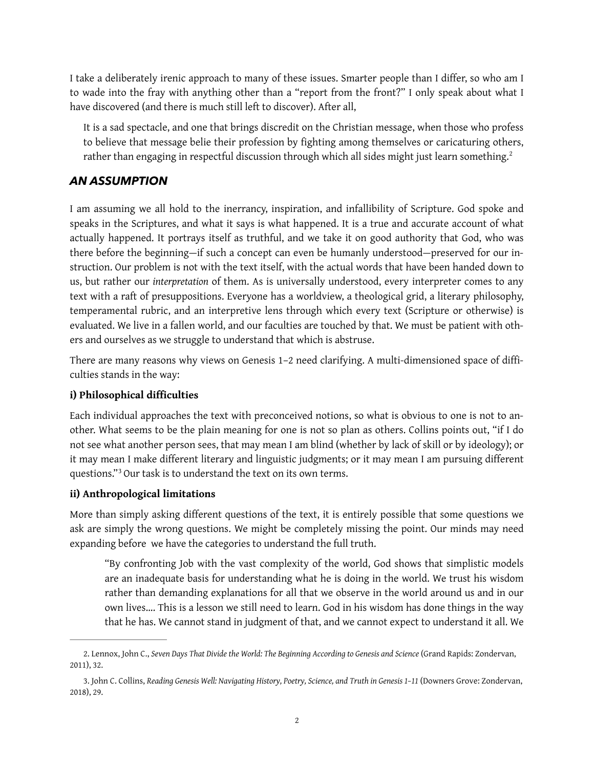I take a deliberately irenic approach to many of these issues. Smarter people than I differ, so who am I to wade into the fray with anything other than a "report from the front?" I only speak about what I have discovered (and there is much still left to discover). After all,

> It is a sad spectacle, and one that brings discredit on the Christian message, when those who profess to believe that message belie their profession by fighting among themselves or caricaturing others, rather than engaging in respectful discussion through which all sides might just learn something.[2]

## *AN ASSUMPTION*

I am assuming we all hold to the inerrancy, inspiration, and infallibility of Scripture. God spoke and speaks in the Scriptures, and what it says is what happened. It is a true and accurate account of what actually happened. It portrays itself as truthful, and we take it on good authority that God, who was there before the beginning—if such a concept can even be humanly understood—preserved for our instruction. Our problem is not with the text itself, with the actual words that have been handed down to us, but rather our *interpretation* of them. As is universally understood, every interpreter comes to any text with a raft of presuppositions. Everyone has a worldview, a theological grid, a literary philosophy, temperamental rubric, and an interpretive lens through which every text (Scripture or otherwise) is evaluated. We live in a fallen world, and our faculties are touched by that. We must be patient with others and ourselves as we struggle to understand that which is abstruse.

There are many reasons why views on Genesis 1–2 need clarifying. A multi-dimensioned space of difficulties stands in the way:

### i) Philosophical difficulties

Each individual approaches the text with preconceived notions, so what is obvious to one is not to another. What seems to be the plain meaning for one is not so plan as others. Collins points out, "if I do not see what another person sees, that may mean I am blind (whether by lack of skill or by ideology); or it may mean I make different literary and linguistic judgments; or it may mean I am pursuing different questions."[3] Our task is to understand the text on its own terms.

### ii) Anthropological limitations

More than simply asking different questions of the text, it is entirely possible that some questions we ask are simply the wrong questions. We might be completely missing the point. Our minds may need expanding before we have the categories to understand the full truth.

> "By confronting Job with the vast complexity of the world, God shows that simplistic models are an inadequate basis for understanding what he is doing in the world. We trust his wisdom rather than demanding explanations for all that we observe in the world around us and in our own lives.... This is a lesson we still need to learn. God in his wisdom has done things in the way that he has. We cannot stand in judgment of that, and we cannot expect to understand it all. We

---

2. Lennox, John C., *Seven Days That Divide the World: The Beginning According to Genesis and Science* (Grand Rapids: Zondervan, 2011), 32.

3. John C. Collins, *Reading Genesis Well: Navigating History, Poetry, Science, and Truth in Genesis 1–11* (Downers Grove: Zondervan, 2018), 29.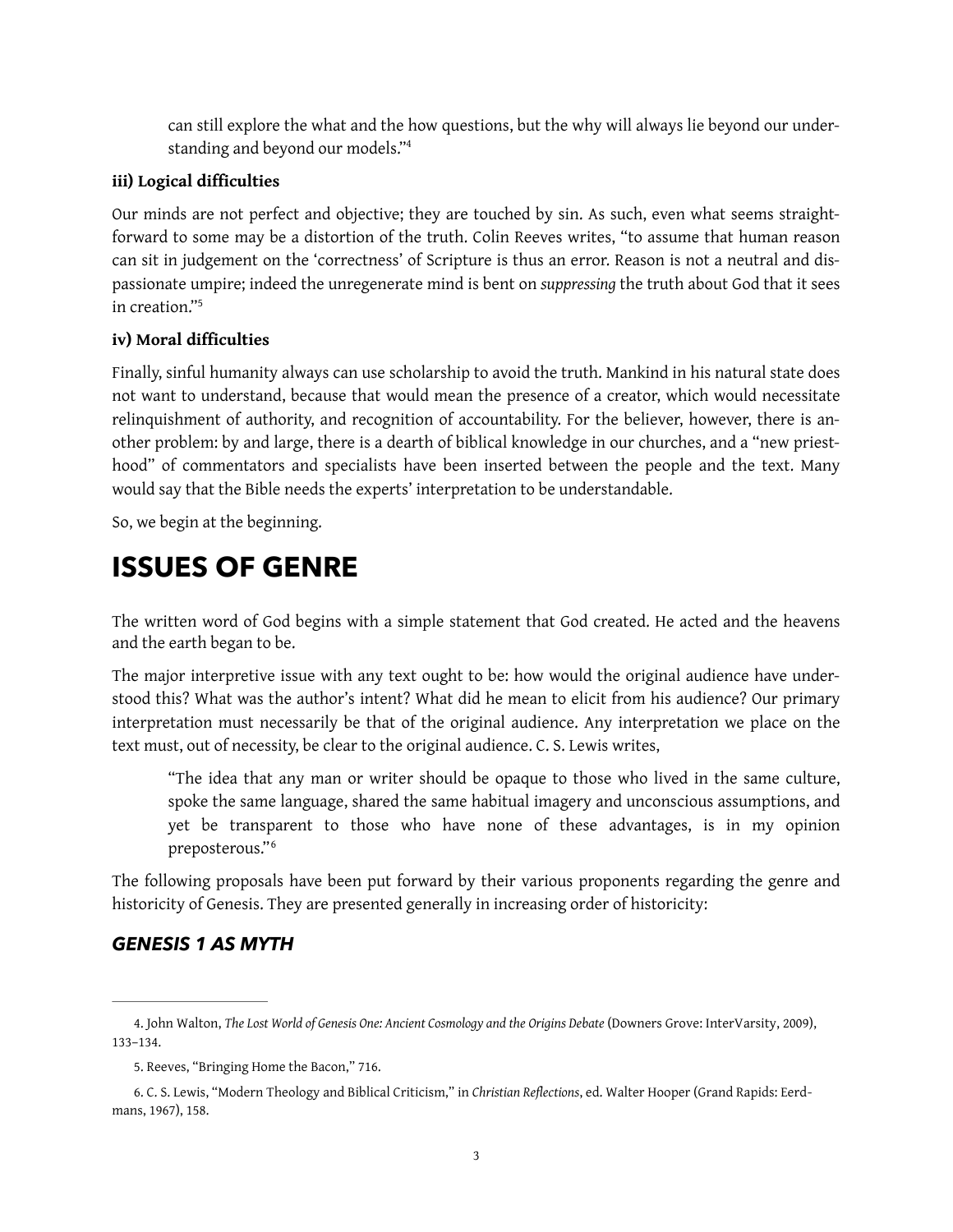> can still explore the what and the how questions, but the why will always lie beyond our understanding and beyond our models."[4]

**iii) Logical difficulties**

Our minds are not perfect and objective; they are touched by sin. As such, even what seems straightforward to some may be a distortion of the truth. Colin Reeves writes, "to assume that human reason can sit in judgement on the 'correctness' of Scripture is thus an error. Reason is not a neutral and dispassionate umpire; indeed the unregenerate mind is bent on *suppressing* the truth about God that it sees in creation."[5]

**iv) Moral difficulties**

Finally, sinful humanity always can use scholarship to avoid the truth. Mankind in his natural state does not want to understand, because that would mean the presence of a creator, which would necessitate relinquishment of authority, and recognition of accountability. For the believer, however, there is another problem: by and large, there is a dearth of biblical knowledge in our churches, and a "new priesthood" of commentators and specialists have been inserted between the people and the text. Many would say that the Bible needs the experts' interpretation to be understandable.

So, we begin at the beginning.

# ISSUES OF GENRE

The written word of God begins with a simple statement that God created. He acted and the heavens and the earth began to be.

The major interpretive issue with any text ought to be: how would the original audience have understood this? What was the author's intent? What did he mean to elicit from his audience? Our primary interpretation must necessarily be that of the original audience. Any interpretation we place on the text must, out of necessity, be clear to the original audience. C. S. Lewis writes,

> "The idea that any man or writer should be opaque to those who lived in the same culture, spoke the same language, shared the same habitual imagery and unconscious assumptions, and yet be transparent to those who have none of these advantages, is in my opinion preposterous."[6]

The following proposals have been put forward by their various proponents regarding the genre and historicity of Genesis. They are presented generally in increasing order of historicity:

## *GENESIS 1 AS MYTH*

---

4. John Walton, *The Lost World of Genesis One: Ancient Cosmology and the Origins Debate* (Downers Grove: InterVarsity, 2009), 133–134.

5. Reeves, "Bringing Home the Bacon," 716.

6. C. S. Lewis, "Modern Theology and Biblical Criticism," in *Christian Reflections*, ed. Walter Hooper (Grand Rapids: Eerdmans, 1967), 158.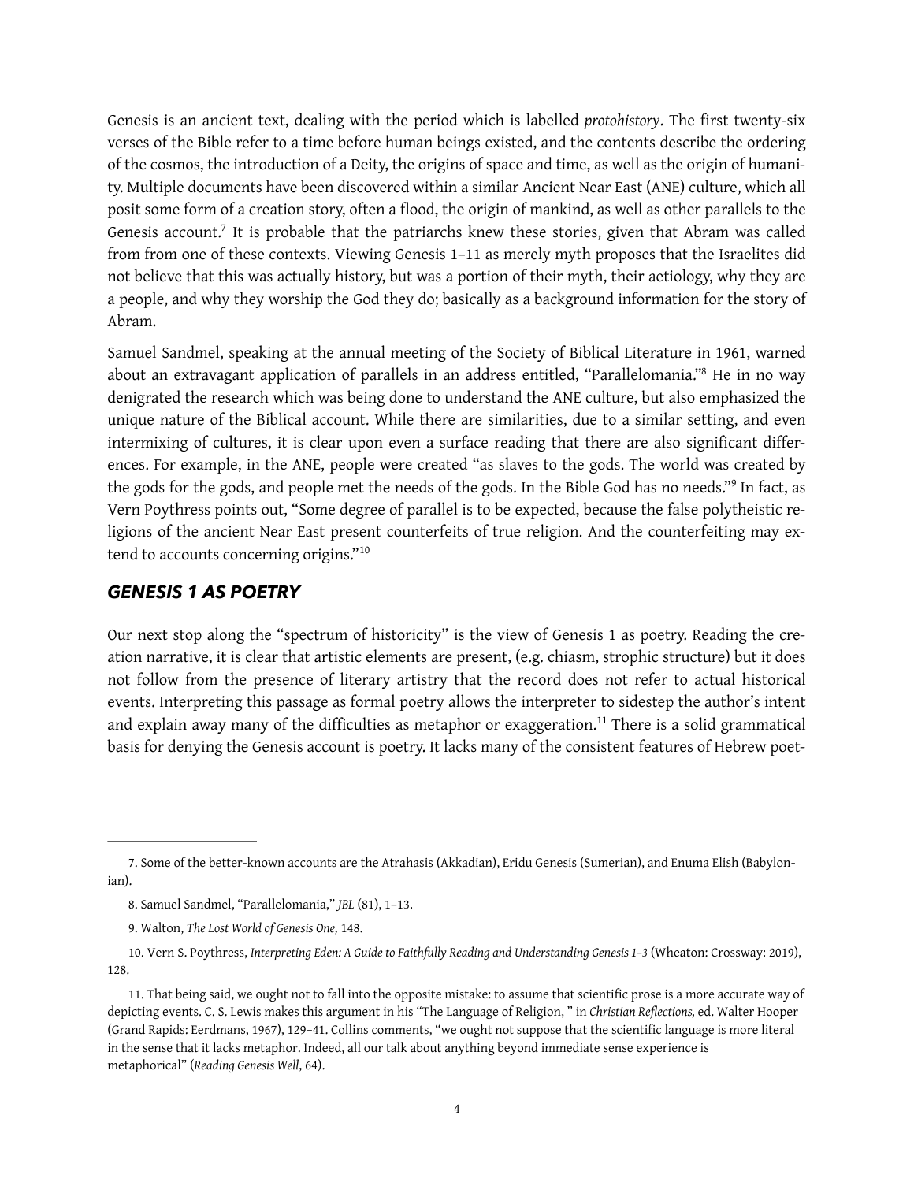Genesis is an ancient text, dealing with the period which is labelled *protohistory*. The first twenty-six verses of the Bible refer to a time before human beings existed, and the contents describe the ordering of the cosmos, the introduction of a Deity, the origins of space and time, as well as the origin of humanity. Multiple documents have been discovered within a similar Ancient Near East (ANE) culture, which all posit some form of a creation story, often a flood, the origin of mankind, as well as other parallels to the Genesis account.[7] It is probable that the patriarchs knew these stories, given that Abram was called from from one of these contexts. Viewing Genesis 1–11 as merely myth proposes that the Israelites did not believe that this was actually history, but was a portion of their myth, their aetiology, why they are a people, and why they worship the God they do; basically as a background information for the story of Abram.

Samuel Sandmel, speaking at the annual meeting of the Society of Biblical Literature in 1961, warned about an extravagant application of parallels in an address entitled, "Parallelomania."[8] He in no way denigrated the research which was being done to understand the ANE culture, but also emphasized the unique nature of the Biblical account. While there are similarities, due to a similar setting, and even intermixing of cultures, it is clear upon even a surface reading that there are also significant differences. For example, in the ANE, people were created "as slaves to the gods. The world was created by the gods for the gods, and people met the needs of the gods. In the Bible God has no needs."[9] In fact, as Vern Poythress points out, "Some degree of parallel is to be expected, because the false polytheistic religions of the ancient Near East present counterfeits of true religion. And the counterfeiting may extend to accounts concerning origins."[10]

## *GENESIS 1 AS POETRY*

Our next stop along the "spectrum of historicity" is the view of Genesis 1 as poetry. Reading the creation narrative, it is clear that artistic elements are present, (e.g. chiasm, strophic structure) but it does not follow from the presence of literary artistry that the record does not refer to actual historical events. Interpreting this passage as formal poetry allows the interpreter to sidestep the author's intent and explain away many of the difficulties as metaphor or exaggeration.[11] There is a solid grammatical basis for denying the Genesis account is poetry. It lacks many of the consistent features of Hebrew poet-

---

7. Some of the better-known accounts are the Atrahasis (Akkadian), Eridu Genesis (Sumerian), and Enuma Elish (Babylonian).

8. Samuel Sandmel, "Parallelomania," *JBL* (81), 1–13.

9. Walton, *The Lost World of Genesis One,* 148.

10. Vern S. Poythress, *Interpreting Eden: A Guide to Faithfully Reading and Understanding Genesis 1–3* (Wheaton: Crossway: 2019), 128.

11. That being said, we ought not to fall into the opposite mistake: to assume that scientific prose is a more accurate way of depicting events. C. S. Lewis makes this argument in his "The Language of Religion, " in *Christian Reflections,* ed. Walter Hooper (Grand Rapids: Eerdmans, 1967), 129–41. Collins comments, "we ought not suppose that the scientific language is more literal in the sense that it lacks metaphor. Indeed, all our talk about anything beyond immediate sense experience is metaphorical" (*Reading Genesis Well*, 64).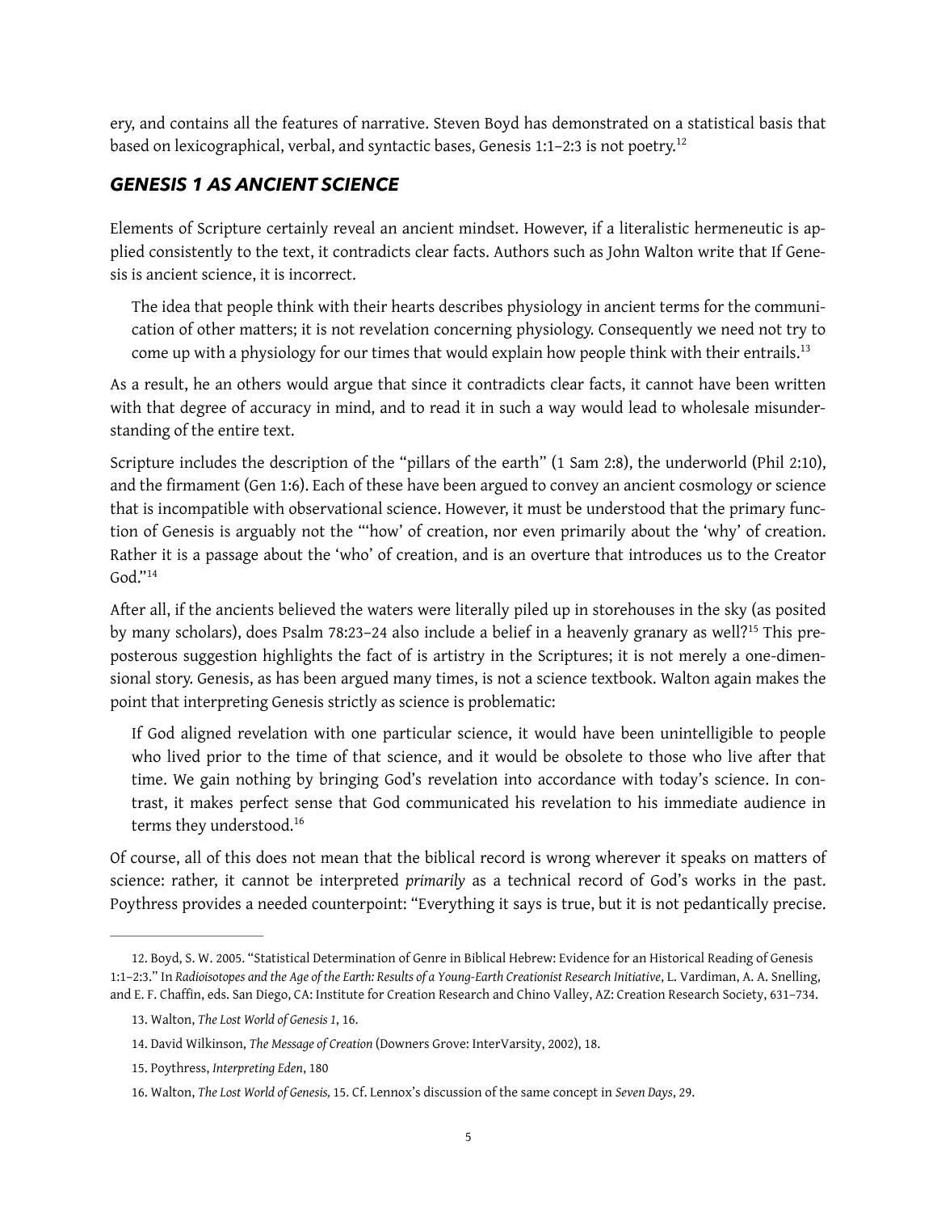ery, and contains all the features of narrative. Steven Boyd has demonstrated on a statistical basis that based on lexicographical, verbal, and syntactic bases, Genesis 1:1–2:3 is not poetry.[12]

## *GENESIS 1 AS ANCIENT SCIENCE*

Elements of Scripture certainly reveal an ancient mindset. However, if a literalistic hermeneutic is applied consistently to the text, it contradicts clear facts. Authors such as John Walton write that If Genesis is ancient science, it is incorrect.

> The idea that people think with their hearts describes physiology in ancient terms for the communication of other matters; it is not revelation concerning physiology. Consequently we need not try to come up with a physiology for our times that would explain how people think with their entrails.[13]

As a result, he an others would argue that since it contradicts clear facts, it cannot have been written with that degree of accuracy in mind, and to read it in such a way would lead to wholesale misunderstanding of the entire text.

Scripture includes the description of the "pillars of the earth" (1 Sam 2:8), the underworld (Phil 2:10), and the firmament (Gen 1:6). Each of these have been argued to convey an ancient cosmology or science that is incompatible with observational science. However, it must be understood that the primary function of Genesis is arguably not the "'how' of creation, nor even primarily about the 'why' of creation. Rather it is a passage about the 'who' of creation, and is an overture that introduces us to the Creator God."[14]

After all, if the ancients believed the waters were literally piled up in storehouses in the sky (as posited by many scholars), does Psalm 78:23–24 also include a belief in a heavenly granary as well?[15] This preposterous suggestion highlights the fact of is artistry in the Scriptures; it is not merely a one-dimensional story. Genesis, as has been argued many times, is not a science textbook. Walton again makes the point that interpreting Genesis strictly as science is problematic:

> If God aligned revelation with one particular science, it would have been unintelligible to people who lived prior to the time of that science, and it would be obsolete to those who live after that time. We gain nothing by bringing God's revelation into accordance with today's science. In contrast, it makes perfect sense that God communicated his revelation to his immediate audience in terms they understood.[16]

Of course, all of this does not mean that the biblical record is wrong wherever it speaks on matters of science: rather, it cannot be interpreted *primarily* as a technical record of God's works in the past. Poythress provides a needed counterpoint: "Everything it says is true, but it is not pedantically precise.

---

12. Boyd, S. W. 2005. "Statistical Determination of Genre in Biblical Hebrew: Evidence for an Historical Reading of Genesis 1:1–2:3." In *Radioisotopes and the Age of the Earth: Results of a Young-Earth Creationist Research Initiative*, L. Vardiman, A. A. Snelling, and E. F. Chaffin, eds. San Diego, CA: Institute for Creation Research and Chino Valley, AZ: Creation Research Society, 631–734.

13. Walton, *The Lost World of Genesis 1*, 16.

14. David Wilkinson, *The Message of Creation* (Downers Grove: InterVarsity, 2002), 18.

15. Poythress, *Interpreting Eden*, 180

16. Walton, *The Lost World of Genesis,* 15. Cf. Lennox's discussion of the same concept in *Seven Days*, 29.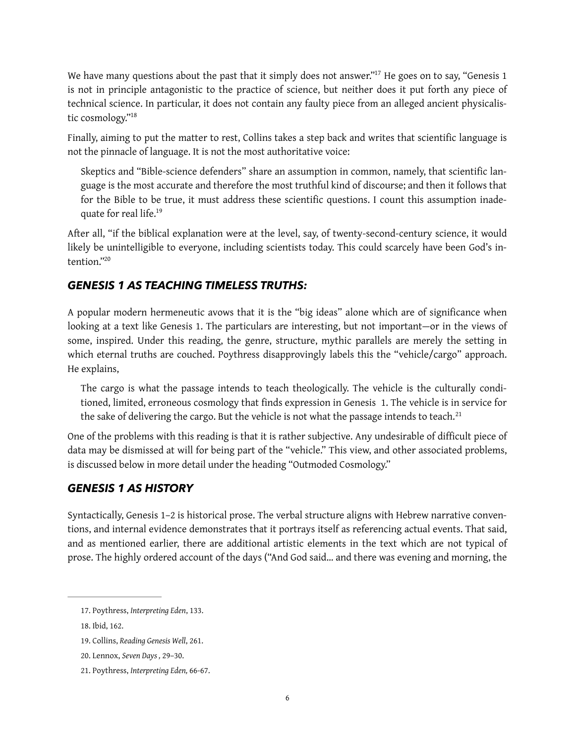We have many questions about the past that it simply does not answer."[17] He goes on to say, "Genesis 1 is not in principle antagonistic to the practice of science, but neither does it put forth any piece of technical science. In particular, it does not contain any faulty piece from an alleged ancient physicalistic cosmology."[18]

Finally, aiming to put the matter to rest, Collins takes a step back and writes that scientific language is not the pinnacle of language. It is not the most authoritative voice:

> Skeptics and "Bible-science defenders" share an assumption in common, namely, that scientific language is the most accurate and therefore the most truthful kind of discourse; and then it follows that for the Bible to be true, it must address these scientific questions. I count this assumption inadequate for real life.[19]

After all, "if the biblical explanation were at the level, say, of twenty-second-century science, it would likely be unintelligible to everyone, including scientists today. This could scarcely have been God's intention."[20]

## *GENESIS 1 AS TEACHING TIMELESS TRUTHS:*

A popular modern hermeneutic avows that it is the "big ideas" alone which are of significance when looking at a text like Genesis 1. The particulars are interesting, but not important—or in the views of some, inspired. Under this reading, the genre, structure, mythic parallels are merely the setting in which eternal truths are couched. Poythress disapprovingly labels this the "vehicle/cargo" approach. He explains,

> The cargo is what the passage intends to teach theologically. The vehicle is the culturally conditioned, limited, erroneous cosmology that finds expression in Genesis 1. The vehicle is in service for the sake of delivering the cargo. But the vehicle is not what the passage intends to teach.[21]

One of the problems with this reading is that it is rather subjective. Any undesirable of difficult piece of data may be dismissed at will for being part of the "vehicle." This view, and other associated problems, is discussed below in more detail under the heading "Outmoded Cosmology."

## *GENESIS 1 AS HISTORY*

Syntactically, Genesis 1–2 is historical prose. The verbal structure aligns with Hebrew narrative conventions, and internal evidence demonstrates that it portrays itself as referencing actual events. That said, and as mentioned earlier, there are additional artistic elements in the text which are not typical of prose. The highly ordered account of the days ("And God said... and there was evening and morning, the

---

17. Poythress, *Interpreting Eden*, 133.

18. Ibid, 162.

19. Collins, *Reading Genesis Well*, 261.

20. Lennox, *Seven Days* , 29–30.

21. Poythress, *Interpreting Eden,* 66-67.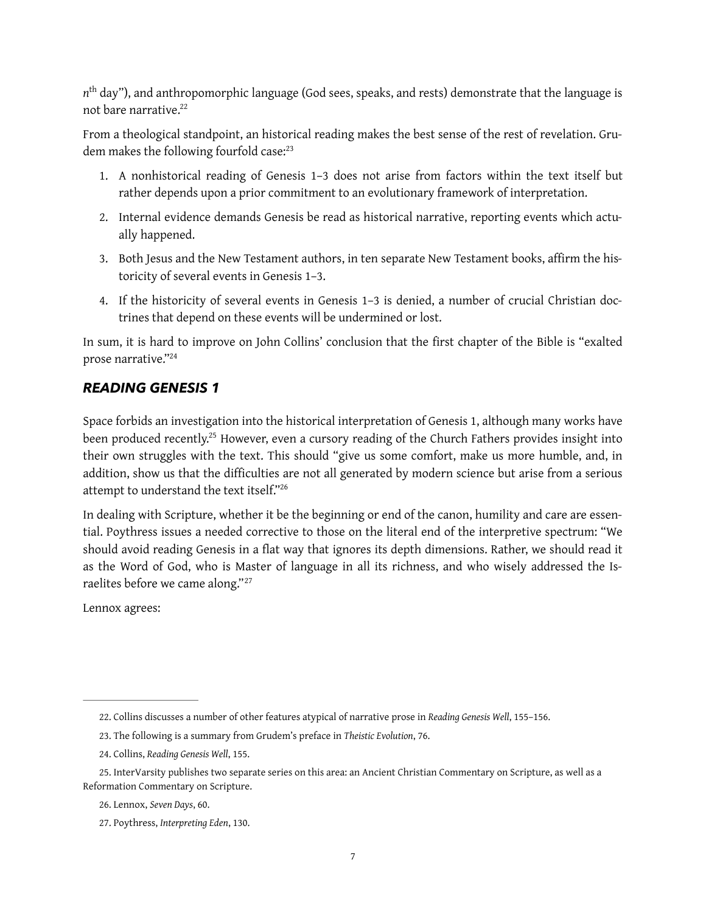$n^{th}$ day"), and anthropomorphic language (God sees, speaks, and rests) demonstrate that the language is not bare narrative.[22]

From a theological standpoint, an historical reading makes the best sense of the rest of revelation. Grudem makes the following fourfold case:[23]

1. A nonhistorical reading of Genesis 1–3 does not arise from factors within the text itself but rather depends upon a prior commitment to an evolutionary framework of interpretation.
2. Internal evidence demands Genesis be read as historical narrative, reporting events which actually happened.
3. Both Jesus and the New Testament authors, in ten separate New Testament books, affirm the historicity of several events in Genesis 1–3.
4. If the historicity of several events in Genesis 1–3 is denied, a number of crucial Christian doctrines that depend on these events will be undermined or lost.

In sum, it is hard to improve on John Collins' conclusion that the first chapter of the Bible is "exalted prose narrative."[24]

## *READING GENESIS 1*

Space forbids an investigation into the historical interpretation of Genesis 1, although many works have been produced recently.[25] However, even a cursory reading of the Church Fathers provides insight into their own struggles with the text. This should "give us some comfort, make us more humble, and, in addition, show us that the difficulties are not all generated by modern science but arise from a serious attempt to understand the text itself."[26]

In dealing with Scripture, whether it be the beginning or end of the canon, humility and care are essential. Poythress issues a needed corrective to those on the literal end of the interpretive spectrum: "We should avoid reading Genesis in a flat way that ignores its depth dimensions. Rather, we should read it as the Word of God, who is Master of language in all its richness, and who wisely addressed the Israelites before we came along."[27]

Lennox agrees:

---

22. Collins discusses a number of other features atypical of narrative prose in *Reading Genesis Well*, 155–156.

23. The following is a summary from Grudem's preface in *Theistic Evolution*, 76.

24. Collins, *Reading Genesis Well*, 155.

25. InterVarsity publishes two separate series on this area: an Ancient Christian Commentary on Scripture, as well as a Reformation Commentary on Scripture.

26. Lennox, *Seven Days*, 60.

27. Poythress, *Interpreting Eden*, 130.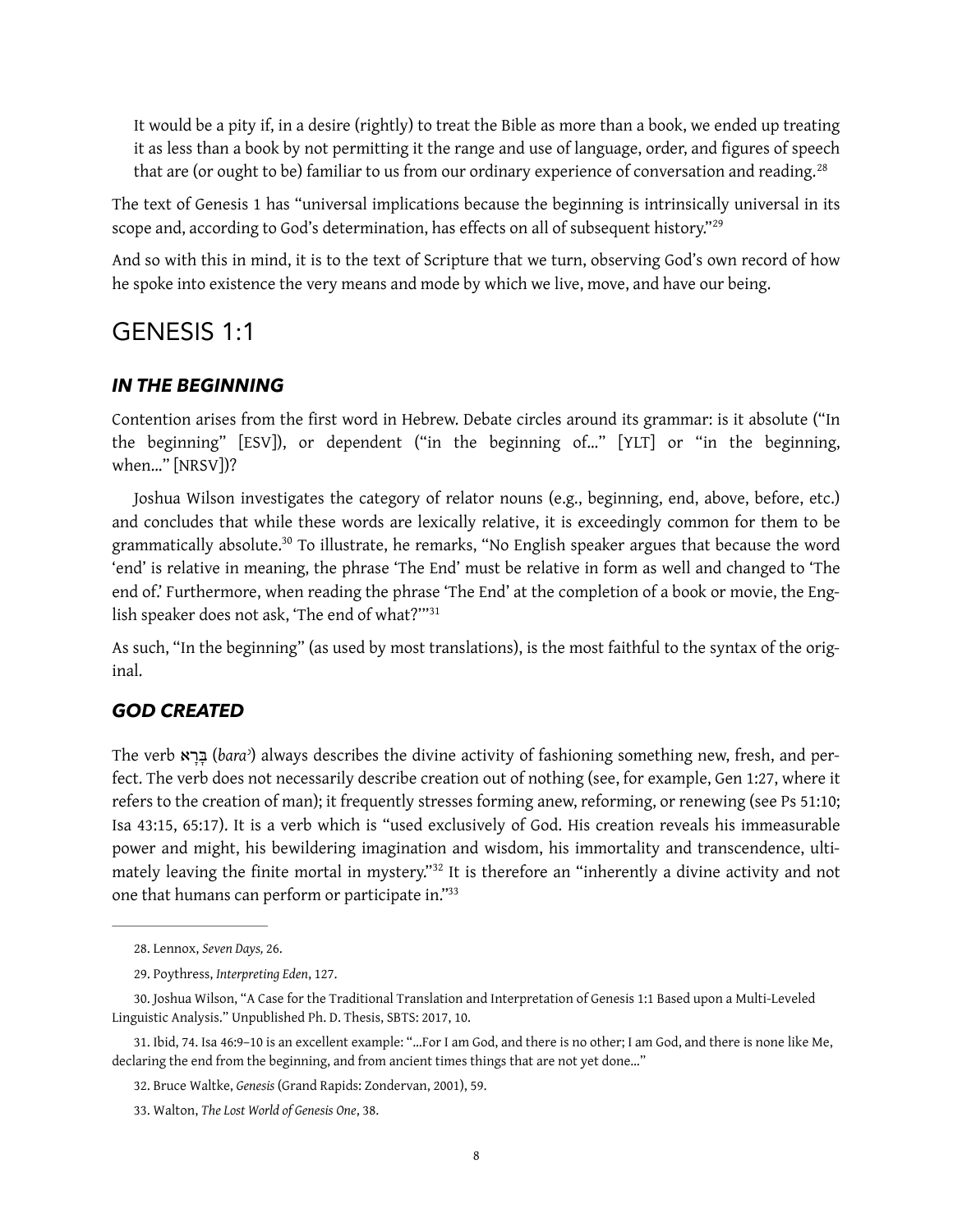> It would be a pity if, in a desire (rightly) to treat the Bible as more than a book, we ended up treating it as less than a book by not permitting it the range and use of language, order, and figures of speech that are (or ought to be) familiar to us from our ordinary experience of conversation and reading.[28]

The text of Genesis 1 has "universal implications because the beginning is intrinsically universal in its scope and, according to God's determination, has effects on all of subsequent history."[29]

And so with this in mind, it is to the text of Scripture that we turn, observing God's own record of how he spoke into existence the very means and mode by which we live, move, and have our being.

## GENESIS 1:1

### *IN THE BEGINNING*

Contention arises from the first word in Hebrew. Debate circles around its grammar: is it absolute ("In the beginning" [ESV]), or dependent ("in the beginning of..." [YLT] or "in the beginning, when..." [NRSV])?

Joshua Wilson investigates the category of relator nouns (e.g., beginning, end, above, before, etc.) and concludes that while these words are lexically relative, it is exceedingly common for them to be grammatically absolute.[30] To illustrate, he remarks, "No English speaker argues that because the word 'end' is relative in meaning, the phrase 'The End' must be relative in form as well and changed to 'The end of.' Furthermore, when reading the phrase 'The End' at the completion of a book or movie, the English speaker does not ask, 'The end of what?'"[31]

As such, "In the beginning" (as used by most translations), is the most faithful to the syntax of the original.

### *GOD CREATED*

The verb בָּרָא (*bara'*) always describes the divine activity of fashioning something new, fresh, and perfect. The verb does not necessarily describe creation out of nothing (see, for example, Gen 1:27, where it refers to the creation of man); it frequently stresses forming anew, reforming, or renewing (see Ps 51:10; Isa 43:15, 65:17). It is a verb which is "used exclusively of God. His creation reveals his immeasurable power and might, his bewildering imagination and wisdom, his immortality and transcendence, ultimately leaving the finite mortal in mystery."[32] It is therefore an "inherently a divine activity and not one that humans can perform or participate in."[33]

---

28. Lennox, *Seven Days,* 26.

29. Poythress, *Interpreting Eden*, 127.

30. Joshua Wilson, "A Case for the Traditional Translation and Interpretation of Genesis 1:1 Based upon a Multi-Leveled Linguistic Analysis." Unpublished Ph. D. Thesis, SBTS: 2017, 10.

31. Ibid, 74. Isa 46:9–10 is an excellent example: "...For I am God, and there is no other; I am God, and there is none like Me, declaring the end from the beginning, and from ancient times things that are not yet done..."

32. Bruce Waltke, *Genesis* (Grand Rapids: Zondervan, 2001), 59.

33. Walton, *The Lost World of Genesis One*, 38.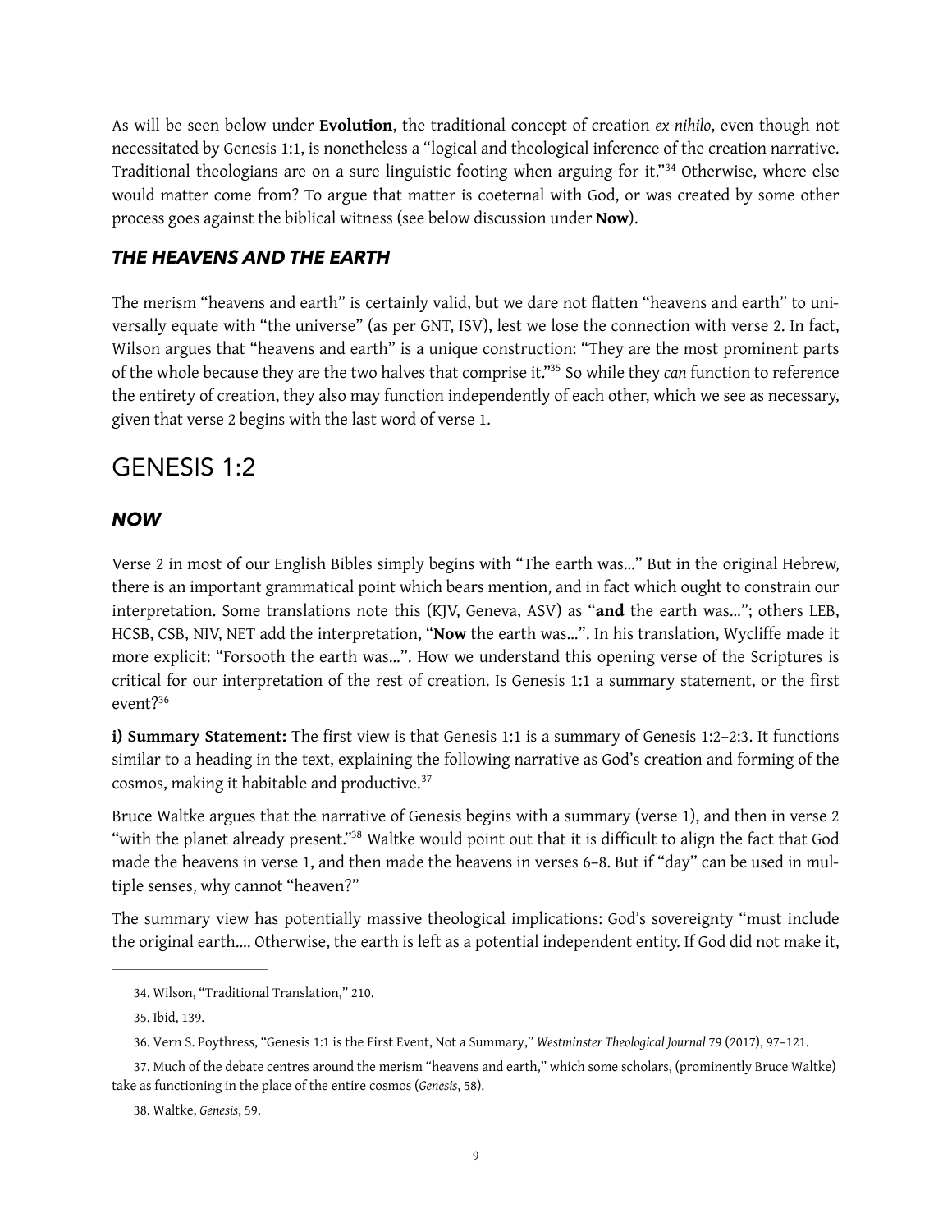As will be seen below under **Evolution**, the traditional concept of creation *ex nihilo*, even though not necessitated by Genesis 1:1, is nonetheless a "logical and theological inference of the creation narrative. Traditional theologians are on a sure linguistic footing when arguing for it."[34] Otherwise, where else would matter come from? To argue that matter is coeternal with God, or was created by some other process goes against the biblical witness (see below discussion under **Now**).

### *THE HEAVENS AND THE EARTH*

The merism "heavens and earth" is certainly valid, but we dare not flatten "heavens and earth" to universally equate with "the universe" (as per GNT, ISV), lest we lose the connection with verse 2. In fact, Wilson argues that "heavens and earth" is a unique construction: "They are the most prominent parts of the whole because they are the two halves that comprise it."[35] So while they *can* function to reference the entirety of creation, they also may function independently of each other, which we see as necessary, given that verse 2 begins with the last word of verse 1.

## GENESIS 1:2

### *NOW*

Verse 2 in most of our English Bibles simply begins with "The earth was…" But in the original Hebrew, there is an important grammatical point which bears mention, and in fact which ought to constrain our interpretation. Some translations note this (KJV, Geneva, ASV) as "**and** the earth was…"; others LEB, HCSB, CSB, NIV, NET add the interpretation, "**Now** the earth was…". In his translation, Wycliffe made it more explicit: "Forsooth the earth was…". How we understand this opening verse of the Scriptures is critical for our interpretation of the rest of creation. Is Genesis 1:1 a summary statement, or the first event?[36]

**i) Summary Statement:** The first view is that Genesis 1:1 is a summary of Genesis 1:2–2:3. It functions similar to a heading in the text, explaining the following narrative as God's creation and forming of the cosmos, making it habitable and productive.[37]

Bruce Waltke argues that the narrative of Genesis begins with a summary (verse 1), and then in verse 2 "with the planet already present."[38] Waltke would point out that it is difficult to align the fact that God made the heavens in verse 1, and then made the heavens in verses 6–8. But if "day" can be used in multiple senses, why cannot "heaven?"

The summary view has potentially massive theological implications: God's sovereignty "must include the original earth…. Otherwise, the earth is left as a potential independent entity. If God did not make it,

---

34. Wilson, "Traditional Translation," 210.

35. Ibid, 139.

36. Vern S. Poythress, "Genesis 1:1 is the First Event, Not a Summary," *Westminster Theological Journal* 79 (2017), 97–121.

37. Much of the debate centres around the merism "heavens and earth," which some scholars, (prominently Bruce Waltke) take as functioning in the place of the entire cosmos (*Genesis*, 58).

38. Waltke, *Genesis*, 59.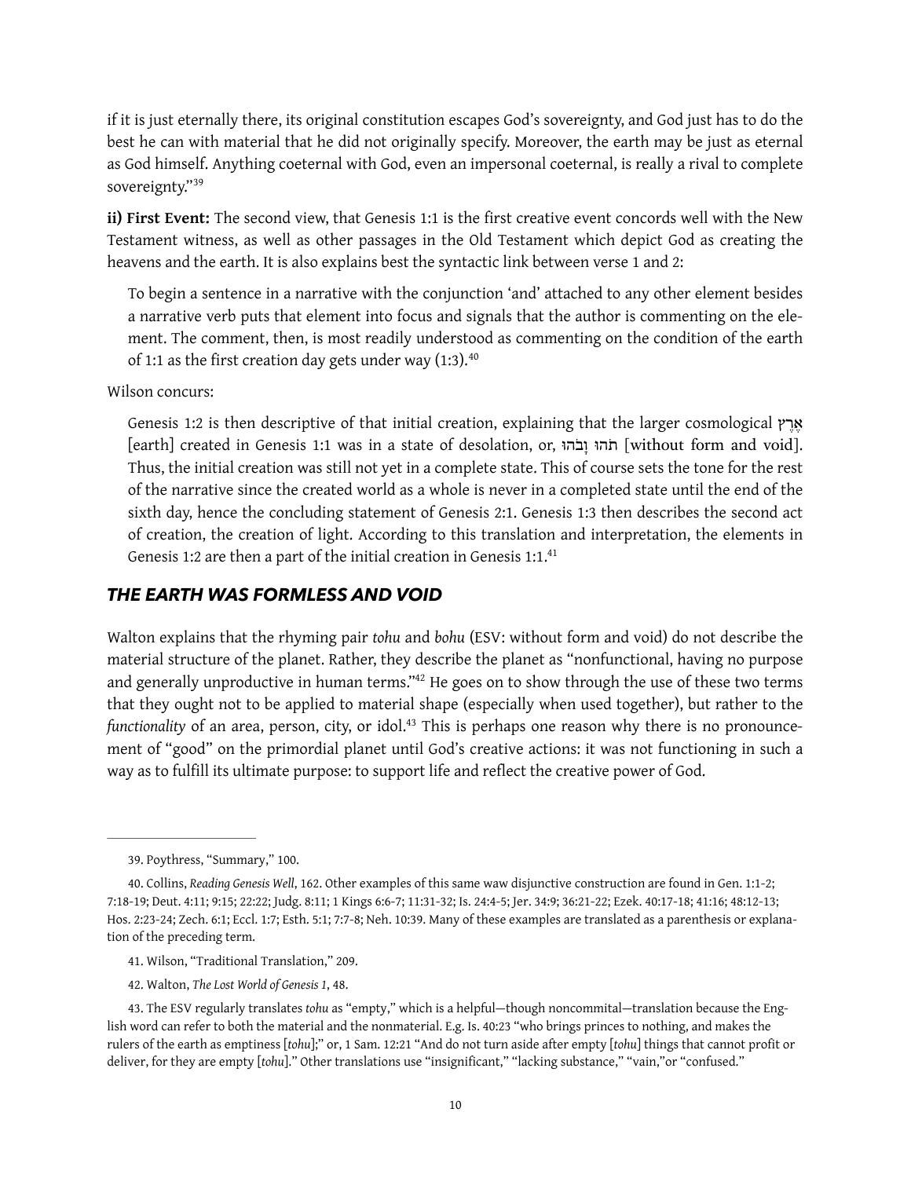if it is just eternally there, its original constitution escapes God's sovereignty, and God just has to do the best he can with material that he did not originally specify. Moreover, the earth may be just as eternal as God himself. Anything coeternal with God, even an impersonal coeternal, is really a rival to complete sovereignty."[39]

**ii) First Event:** The second view, that Genesis 1:1 is the first creative event concords well with the New Testament witness, as well as other passages in the Old Testament which depict God as creating the heavens and the earth. It is also explains best the syntactic link between verse 1 and 2:

> To begin a sentence in a narrative with the conjunction 'and' attached to any other element besides a narrative verb puts that element into focus and signals that the author is commenting on the element. The comment, then, is most readily understood as commenting on the condition of the earth of 1:1 as the first creation day gets under way (1:3).[40]

Wilson concurs:

> Genesis 1:2 is then descriptive of that initial creation, explaining that the larger cosmological אֶרֶץ [earth] created in Genesis 1:1 was in a state of desolation, or, תֹהוּ וָבֹהוּ [without form and void]. Thus, the initial creation was still not yet in a complete state. This of course sets the tone for the rest of the narrative since the created world as a whole is never in a completed state until the end of the sixth day, hence the concluding statement of Genesis 2:1. Genesis 1:3 then describes the second act of creation, the creation of light. According to this translation and interpretation, the elements in Genesis 1:2 are then a part of the initial creation in Genesis 1:1.[41]

## *THE EARTH WAS FORMLESS AND VOID*

Walton explains that the rhyming pair *tohu* and *bohu* (ESV: without form and void) do not describe the material structure of the planet. Rather, they describe the planet as "nonfunctional, having no purpose and generally unproductive in human terms."[42] He goes on to show through the use of these two terms that they ought not to be applied to material shape (especially when used together), but rather to the *functionality* of an area, person, city, or idol.[43] This is perhaps one reason why there is no pronouncement of "good" on the primordial planet until God's creative actions: it was not functioning in such a way as to fulfill its ultimate purpose: to support life and reflect the creative power of God.

---

39. Poythress, "Summary," 100.

40. Collins, *Reading Genesis Well*, 162. Other examples of this same waw disjunctive construction are found in Gen. 1:1-2; 7:18-19; Deut. 4:11; 9:15; 22:22; Judg. 8:11; 1 Kings 6:6-7; 11:31-32; Is. 24:4-5; Jer. 34:9; 36:21-22; Ezek. 40:17-18; 41:16; 48:12-13; Hos. 2:23-24; Zech. 6:1; Eccl. 1:7; Esth. 5:1; 7:7-8; Neh. 10:39. Many of these examples are translated as a parenthesis or explanation of the preceding term.

41. Wilson, "Traditional Translation," 209.

42. Walton, *The Lost World of Genesis 1*, 48.

43. The ESV regularly translates *tohu* as "empty," which is a helpful—though noncommital—translation because the English word can refer to both the material and the nonmaterial. E.g. Is. 40:23 "who brings princes to nothing, and makes the rulers of the earth as emptiness [*tohu*];" or, 1 Sam. 12:21 "And do not turn aside after empty [*tohu*] things that cannot profit or deliver, for they are empty [*tohu*]." Other translations use "insignificant," "lacking substance," "vain,"or "confused."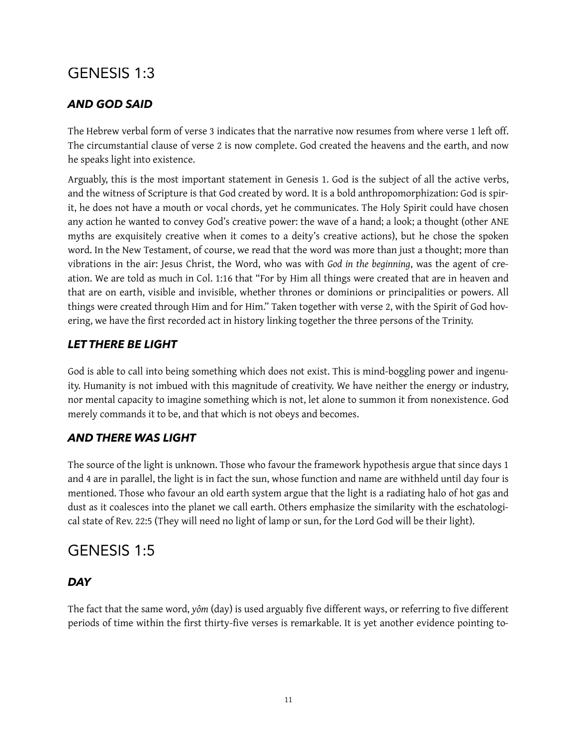# GENESIS 1:3

### *AND GOD SAID*

The Hebrew verbal form of verse 3 indicates that the narrative now resumes from where verse 1 left off. The circumstantial clause of verse 2 is now complete. God created the heavens and the earth, and now he speaks light into existence.

Arguably, this is the most important statement in Genesis 1. God is the subject of all the active verbs, and the witness of Scripture is that God created by word. It is a bold anthropomorphization: God is spirit, he does not have a mouth or vocal chords, yet he communicates. The Holy Spirit could have chosen any action he wanted to convey God's creative power: the wave of a hand; a look; a thought (other ANE myths are exquisitely creative when it comes to a deity's creative actions), but he chose the spoken word. In the New Testament, of course, we read that the word was more than just a thought; more than vibrations in the air: Jesus Christ, the Word, who was with *God in the beginning*, was the agent of creation. We are told as much in Col. 1:16 that "For by Him all things were created that are in heaven and that are on earth, visible and invisible, whether thrones or dominions or principalities or powers. All things were created through Him and for Him." Taken together with verse 2, with the Spirit of God hovering, we have the first recorded act in history linking together the three persons of the Trinity.

### *LET THERE BE LIGHT*

God is able to call into being something which does not exist. This is mind-boggling power and ingenuity. Humanity is not imbued with this magnitude of creativity. We have neither the energy or industry, nor mental capacity to imagine something which is not, let alone to summon it from nonexistence. God merely commands it to be, and that which is not obeys and becomes.

### *AND THERE WAS LIGHT*

The source of the light is unknown. Those who favour the framework hypothesis argue that since days 1 and 4 are in parallel, the light is in fact the sun, whose function and name are withheld until day four is mentioned. Those who favour an old earth system argue that the light is a radiating halo of hot gas and dust as it coalesces into the planet we call earth. Others emphasize the similarity with the eschatological state of Rev. 22:5 (They will need no light of lamp or sun, for the Lord God will be their light).

# GENESIS 1:5

### *DAY*

The fact that the same word, *yôm* (day) is used arguably five different ways, or referring to five different periods of time within the first thirty-five verses is remarkable. It is yet another evidence pointing to-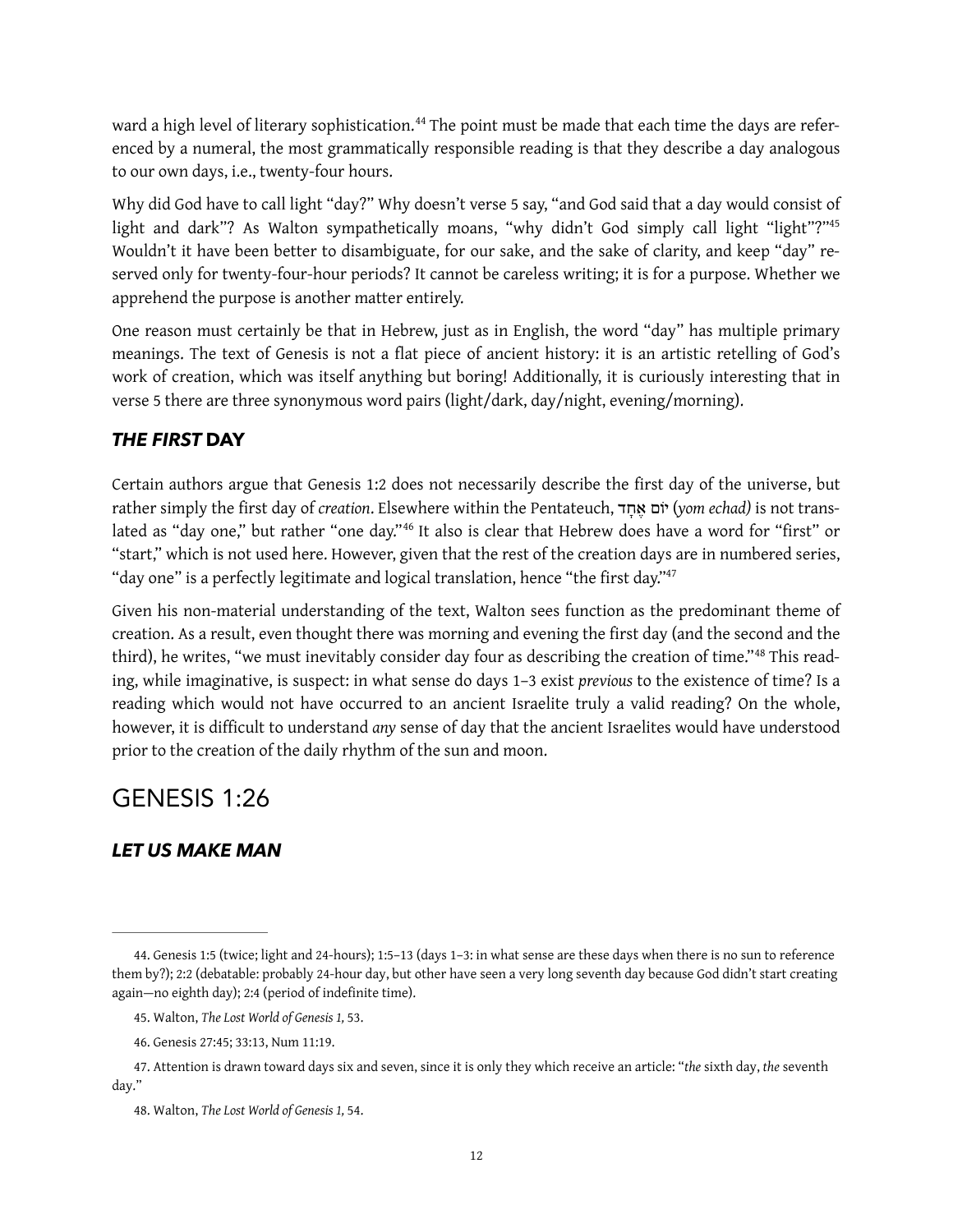ward a high level of literary sophistication.[44] The point must be made that each time the days are referenced by a numeral, the most grammatically responsible reading is that they describe a day analogous to our own days, i.e., twenty-four hours.

Why did God have to call light "day?" Why doesn't verse 5 say, "and God said that a day would consist of light and dark"? As Walton sympathetically moans, "why didn't God simply call light "light"?"[45] Wouldn't it have been better to disambiguate, for our sake, and the sake of clarity, and keep "day" reserved only for twenty-four-hour periods? It cannot be careless writing; it is for a purpose. Whether we apprehend the purpose is another matter entirely.

One reason must certainly be that in Hebrew, just as in English, the word "day" has multiple primary meanings. The text of Genesis is not a flat piece of ancient history: it is an artistic retelling of God's work of creation, which was itself anything but boring! Additionally, it is curiously interesting that in verse 5 there are three synonymous word pairs (light/dark, day/night, evening/morning).

### ***THE FIRST* DAY**

Certain authors argue that Genesis 1:2 does not necessarily describe the first day of the universe, but rather simply the first day of *creation*. Elsewhere within the Pentateuch, יוֹם אֶחָד (*yom echad)* is not translated as "day one," but rather "one day."[46] It also is clear that Hebrew does have a word for "first" or "start," which is not used here. However, given that the rest of the creation days are in numbered series, "day one" is a perfectly legitimate and logical translation, hence "the first day."[47]

Given his non-material understanding of the text, Walton sees function as the predominant theme of creation. As a result, even thought there was morning and evening the first day (and the second and the third), he writes, "we must inevitably consider day four as describing the creation of time."[48] This reading, while imaginative, is suspect: in what sense do days 1–3 exist *previous* to the existence of time? Is a reading which would not have occurred to an ancient Israelite truly a valid reading? On the whole, however, it is difficult to understand *any* sense of day that the ancient Israelites would have understood prior to the creation of the daily rhythm of the sun and moon.

## GENESIS 1:26

### *LET US MAKE MAN*

---

44. Genesis 1:5 (twice; light and 24-hours); 1:5–13 (days 1–3: in what sense are these days when there is no sun to reference them by?); 2:2 (debatable: probably 24-hour day, but other have seen a very long seventh day because God didn't start creating again—no eighth day); 2:4 (period of indefinite time).

45. Walton, *The Lost World of Genesis 1,* 53.

46. Genesis 27:45; 33:13, Num 11:19.

47. Attention is drawn toward days six and seven, since it is only they which receive an article: "*the* sixth day, *the* seventh day."

48. Walton, *The Lost World of Genesis 1,* 54.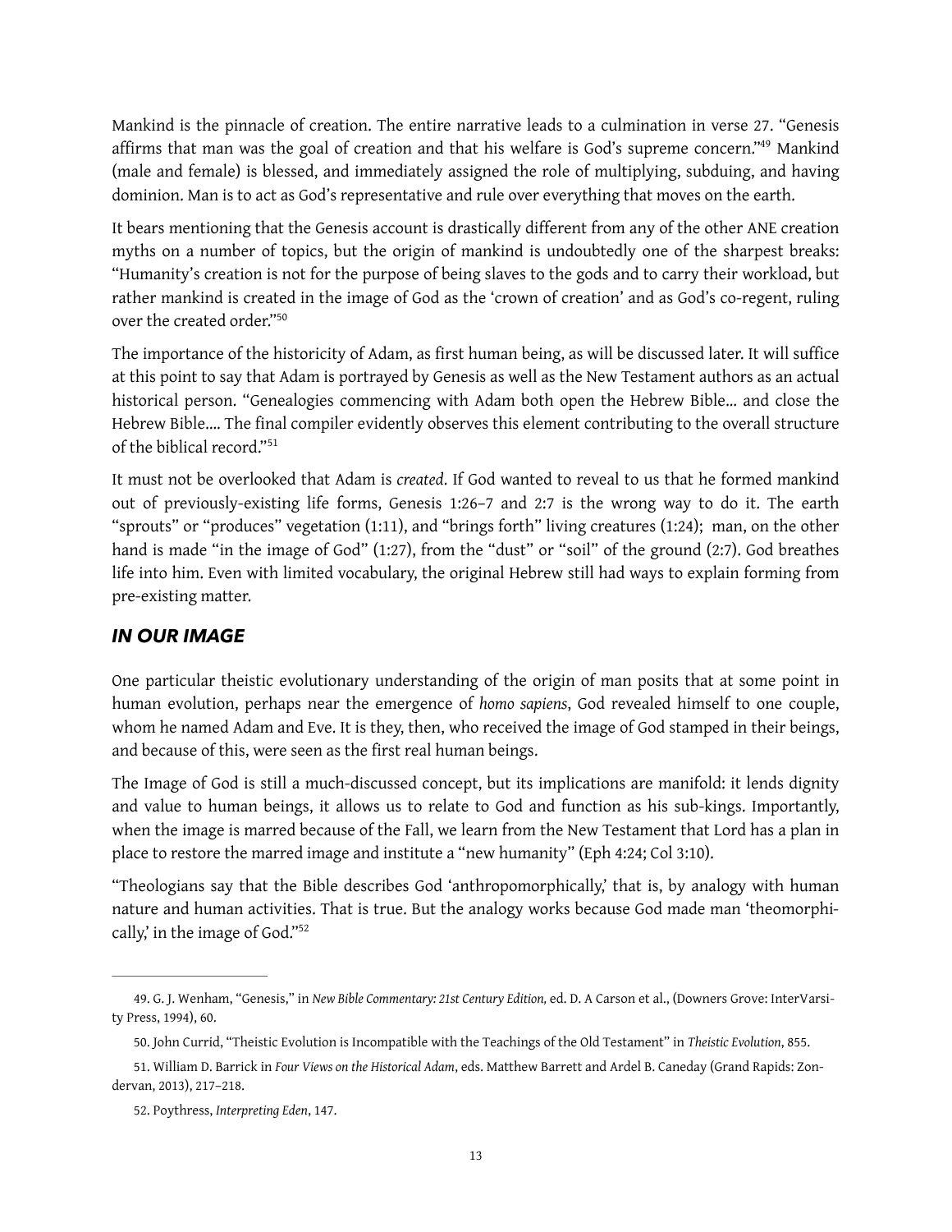Mankind is the pinnacle of creation. The entire narrative leads to a culmination in verse 27. "Genesis affirms that man was the goal of creation and that his welfare is God's supreme concern."[49] Mankind (male and female) is blessed, and immediately assigned the role of multiplying, subduing, and having dominion. Man is to act as God's representative and rule over everything that moves on the earth.

It bears mentioning that the Genesis account is drastically different from any of the other ANE creation myths on a number of topics, but the origin of mankind is undoubtedly one of the sharpest breaks: "Humanity's creation is not for the purpose of being slaves to the gods and to carry their workload, but rather mankind is created in the image of God as the 'crown of creation' and as God's co-regent, ruling over the created order."[50]

The importance of the historicity of Adam, as first human being, as will be discussed later. It will suffice at this point to say that Adam is portrayed by Genesis as well as the New Testament authors as an actual historical person. "Genealogies commencing with Adam both open the Hebrew Bible... and close the Hebrew Bible.... The final compiler evidently observes this element contributing to the overall structure of the biblical record."[51]

It must not be overlooked that Adam is *created*. If God wanted to reveal to us that he formed mankind out of previously-existing life forms, Genesis 1:26–7 and 2:7 is the wrong way to do it. The earth "sprouts" or "produces" vegetation (1:11), and "brings forth" living creatures (1:24); man, on the other hand is made "in the image of God" (1:27), from the "dust" or "soil" of the ground (2:7). God breathes life into him. Even with limited vocabulary, the original Hebrew still had ways to explain forming from pre-existing matter.

## *IN OUR IMAGE*

One particular theistic evolutionary understanding of the origin of man posits that at some point in human evolution, perhaps near the emergence of *homo sapiens*, God revealed himself to one couple, whom he named Adam and Eve. It is they, then, who received the image of God stamped in their beings, and because of this, were seen as the first real human beings.

The Image of God is still a much-discussed concept, but its implications are manifold: it lends dignity and value to human beings, it allows us to relate to God and function as his sub-kings. Importantly, when the image is marred because of the Fall, we learn from the New Testament that Lord has a plan in place to restore the marred image and institute a "new humanity" (Eph 4:24; Col 3:10).

"Theologians say that the Bible describes God 'anthropomorphically,' that is, by analogy with human nature and human activities. That is true. But the analogy works because God made man 'theomorphically,' in the image of God."[52]

---

49. G. J. Wenham, "Genesis," in *New Bible Commentary: 21st Century Edition,* ed. D. A Carson et al., (Downers Grove: InterVarsity Press, 1994), 60.

50. John Currid, "Theistic Evolution is Incompatible with the Teachings of the Old Testament" in *Theistic Evolution*, 855.

51. William D. Barrick in *Four Views on the Historical Adam*, eds. Matthew Barrett and Ardel B. Caneday (Grand Rapids: Zondervan, 2013), 217–218.

52. Poythress, *Interpreting Eden*, 147.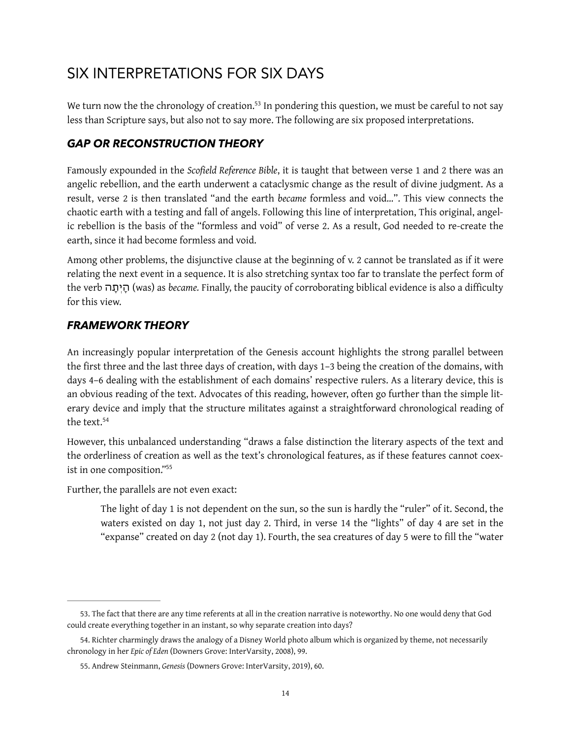# SIX INTERPRETATIONS FOR SIX DAYS

We turn now the the chronology of creation.[53] In pondering this question, we must be careful to not say less than Scripture says, but also not to say more. The following are six proposed interpretations.

## *GAP OR RECONSTRUCTION THEORY*

Famously expounded in the *Scofield Reference Bible*, it is taught that between verse 1 and 2 there was an angelic rebellion, and the earth underwent a cataclysmic change as the result of divine judgment. As a result, verse 2 is then translated "and the earth *became* formless and void…". This view connects the chaotic earth with a testing and fall of angels. Following this line of interpretation, This original, angelic rebellion is the basis of the "formless and void" of verse 2. As a result, God needed to re-create the earth, since it had become formless and void.

Among other problems, the disjunctive clause at the beginning of v. 2 cannot be translated as if it were relating the next event in a sequence. It is also stretching syntax too far to translate the perfect form of the verb הָיְתָה (was) as *became.* Finally, the paucity of corroborating biblical evidence is also a difficulty for this view.

## *FRAMEWORK THEORY*

An increasingly popular interpretation of the Genesis account highlights the strong parallel between the first three and the last three days of creation, with days 1–3 being the creation of the domains, with days 4–6 dealing with the establishment of each domains' respective rulers. As a literary device, this is an obvious reading of the text. Advocates of this reading, however, often go further than the simple literary device and imply that the structure militates against a straightforward chronological reading of the text.[54]

However, this unbalanced understanding "draws a false distinction the literary aspects of the text and the orderliness of creation as well as the text's chronological features, as if these features cannot coexist in one composition."[55]

Further, the parallels are not even exact:

> The light of day 1 is not dependent on the sun, so the sun is hardly the "ruler" of it. Second, the waters existed on day 1, not just day 2. Third, in verse 14 the "lights" of day 4 are set in the "expanse" created on day 2 (not day 1). Fourth, the sea creatures of day 5 were to fill the "water

---

53. The fact that there are any time referents at all in the creation narrative is noteworthy. No one would deny that God could create everything together in an instant, so why separate creation into days?

54. Richter charmingly draws the analogy of a Disney World photo album which is organized by theme, not necessarily chronology in her *Epic of Eden* (Downers Grove: InterVarsity, 2008), 99.

55. Andrew Steinmann, *Genesis* (Downers Grove: InterVarsity, 2019), 60.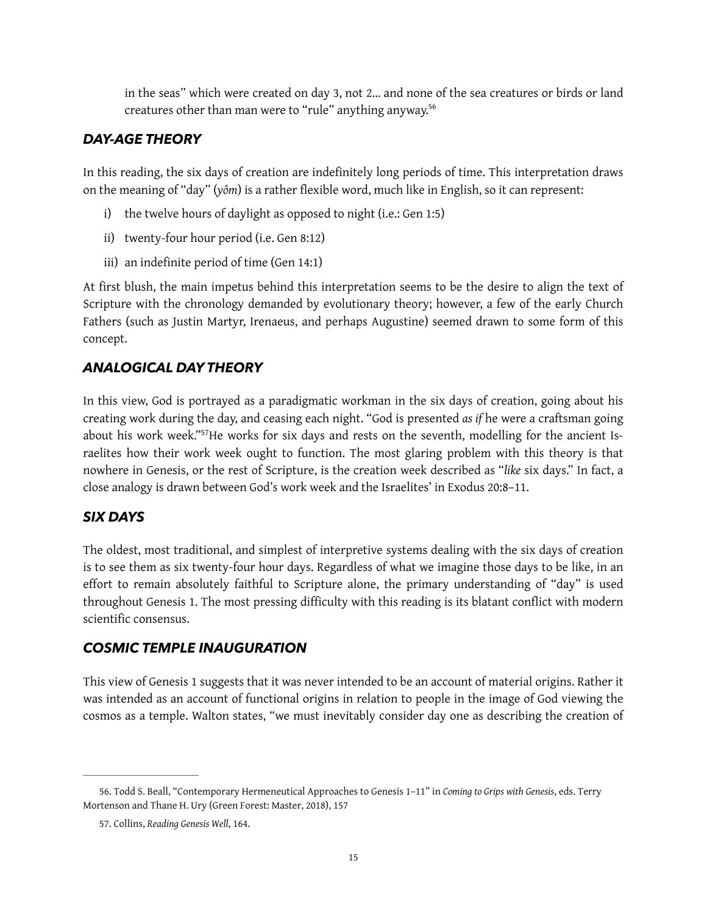in the seas" which were created on day 3, not 2... and none of the sea creatures or birds or land creatures other than man were to "rule" anything anyway.[56]

### *DAY-AGE THEORY*

In this reading, the six days of creation are indefinitely long periods of time. This interpretation draws on the meaning of "day" (*yôm*) is a rather flexible word, much like in English, so it can represent:

i) the twelve hours of daylight as opposed to night (i.e.: Gen 1:5)

ii) twenty-four hour period (i.e. Gen 8:12)

iii) an indefinite period of time (Gen 14:1)

At first blush, the main impetus behind this interpretation seems to be the desire to align the text of Scripture with the chronology demanded by evolutionary theory; however, a few of the early Church Fathers (such as Justin Martyr, Irenaeus, and perhaps Augustine) seemed drawn to some form of this concept.

### *ANALOGICAL DAY THEORY*

In this view, God is portrayed as a paradigmatic workman in the six days of creation, going about his creating work during the day, and ceasing each night. "God is presented *as if* he were a craftsman going about his work week."[57]He works for six days and rests on the seventh, modelling for the ancient Israelites how their work week ought to function. The most glaring problem with this theory is that nowhere in Genesis, or the rest of Scripture, is the creation week described as "*like* six days." In fact, a close analogy is drawn between God's work week and the Israelites' in Exodus 20:8–11.

### *SIX DAYS*

The oldest, most traditional, and simplest of interpretive systems dealing with the six days of creation is to see them as six twenty-four hour days. Regardless of what we imagine those days to be like, in an effort to remain absolutely faithful to Scripture alone, the primary understanding of "day" is used throughout Genesis 1. The most pressing difficulty with this reading is its blatant conflict with modern scientific consensus.

### *COSMIC TEMPLE INAUGURATION*

This view of Genesis 1 suggests that it was never intended to be an account of material origins. Rather it was intended as an account of functional origins in relation to people in the image of God viewing the cosmos as a temple. Walton states, "we must inevitably consider day one as describing the creation of

---

56. Todd S. Beall, "Contemporary Hermeneutical Approaches to Genesis 1–11" in *Coming to Grips with Genesis*, eds. Terry Mortenson and Thane H. Ury (Green Forest: Master, 2018), 157

57. Collins, *Reading Genesis Well*, 164.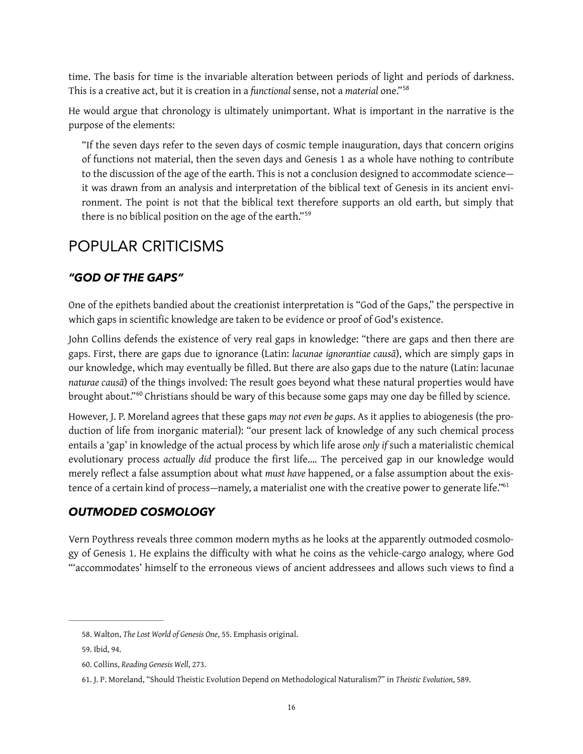time. The basis for time is the invariable alteration between periods of light and periods of darkness. This is a creative act, but it is creation in a *functional* sense, not a *material* one."[58]

He would argue that chronology is ultimately unimportant. What is important in the narrative is the purpose of the elements:

> "If the seven days refer to the seven days of cosmic temple inauguration, days that concern origins of functions not material, then the seven days and Genesis 1 as a whole have nothing to contribute to the discussion of the age of the earth. This is not a conclusion designed to accommodate science—it was drawn from an analysis and interpretation of the biblical text of Genesis in its ancient environment. The point is not that the biblical text therefore supports an old earth, but simply that there is no biblical position on the age of the earth."[59]

## POPULAR CRITICISMS

### *"GOD OF THE GAPS"*

One of the epithets bandied about the creationist interpretation is "God of the Gaps," the perspective in which gaps in scientific knowledge are taken to be evidence or proof of God's existence.

John Collins defends the existence of very real gaps in knowledge: "there are gaps and then there are gaps. First, there are gaps due to ignorance (Latin: *lacunae ignorantiae causā*), which are simply gaps in our knowledge, which may eventually be filled. But there are also gaps due to the nature (Latin: lacunae *naturae causā*) of the things involved: The result goes beyond what these natural properties would have brought about."[60] Christians should be wary of this because some gaps may one day be filled by science.

However, J. P. Moreland agrees that these gaps *may not even be gaps*. As it applies to abiogenesis (the production of life from inorganic material): "our present lack of knowledge of any such chemical process entails a 'gap' in knowledge of the actual process by which life arose *only if* such a materialistic chemical evolutionary process *actually did* produce the first life.... The perceived gap in our knowledge would merely reflect a false assumption about what *must have* happened, or a false assumption about the existence of a certain kind of process—namely, a materialist one with the creative power to generate life."[61]

### *OUTMODED COSMOLOGY*

Vern Poythress reveals three common modern myths as he looks at the apparently outmoded cosmology of Genesis 1. He explains the difficulty with what he coins as the vehicle-cargo analogy, where God "'accommodates' himself to the erroneous views of ancient addressees and allows such views to find a

---

58. Walton, *The Lost World of Genesis One*, 55. Emphasis original.

59. Ibid, 94.

60. Collins, *Reading Genesis Well*, 273.

61. J. P. Moreland, "Should Theistic Evolution Depend on Methodological Naturalism?" in *Theistic Evolution*, 589.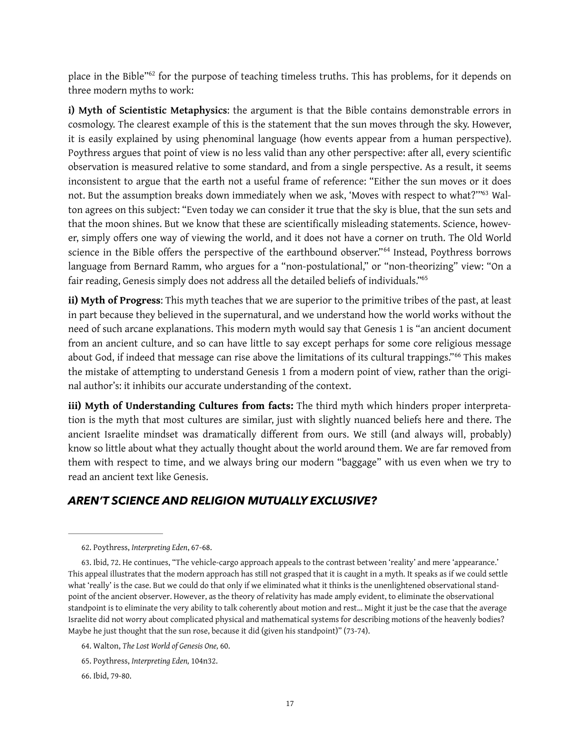place in the Bible"[62] for the purpose of teaching timeless truths. This has problems, for it depends on three modern myths to work:

**i) Myth of Scientistic Metaphysics**: the argument is that the Bible contains demonstrable errors in cosmology. The clearest example of this is the statement that the sun moves through the sky. However, it is easily explained by using phenominal language (how events appear from a human perspective). Poythress argues that point of view is no less valid than any other perspective: after all, every scientific observation is measured relative to some standard, and from a single perspective. As a result, it seems inconsistent to argue that the earth not a useful frame of reference: "Either the sun moves or it does not. But the assumption breaks down immediately when we ask, 'Moves with respect to what?'"[63] Walton agrees on this subject: "Even today we can consider it true that the sky is blue, that the sun sets and that the moon shines. But we know that these are scientifically misleading statements. Science, however, simply offers one way of viewing the world, and it does not have a corner on truth. The Old World science in the Bible offers the perspective of the earthbound observer."[64] Instead, Poythress borrows language from Bernard Ramm, who argues for a "non-postulational," or "non-theorizing" view: "On a fair reading, Genesis simply does not address all the detailed beliefs of individuals."[65]

**ii) Myth of Progress**: This myth teaches that we are superior to the primitive tribes of the past, at least in part because they believed in the supernatural, and we understand how the world works without the need of such arcane explanations. This modern myth would say that Genesis 1 is "an ancient document from an ancient culture, and so can have little to say except perhaps for some core religious message about God, if indeed that message can rise above the limitations of its cultural trappings."[66] This makes the mistake of attempting to understand Genesis 1 from a modern point of view, rather than the original author's: it inhibits our accurate understanding of the context.

**iii) Myth of Understanding Cultures from facts:** The third myth which hinders proper interpretation is the myth that most cultures are similar, just with slightly nuanced beliefs here and there. The ancient Israelite mindset was dramatically different from ours. We still (and always will, probably) know so little about what they actually thought about the world around them. We are far removed from them with respect to time, and we always bring our modern "baggage" with us even when we try to read an ancient text like Genesis.

## *AREN'T SCIENCE AND RELIGION MUTUALLY EXCLUSIVE?*

---

62. Poythress, *Interpreting Eden*, 67-68.

63. Ibid, 72. He continues, "The vehicle-cargo approach appeals to the contrast between 'reality' and mere 'appearance.' This appeal illustrates that the modern approach has still not grasped that it is caught in a myth. It speaks as if we could settle what 'really' is the case. But we could do that only if we eliminated what it thinks is the unenlightened observational standpoint of the ancient observer. However, as the theory of relativity has made amply evident, to eliminate the observational standpoint is to eliminate the very ability to talk coherently about motion and rest... Might it just be the case that the average Israelite did not worry about complicated physical and mathematical systems for describing motions of the heavenly bodies? Maybe he just thought that the sun rose, because it did (given his standpoint)" (73-74).

64. Walton, *The Lost World of Genesis One,* 60.

65. Poythress, *Interpreting Eden,* 104n32.

66. Ibid, 79-80.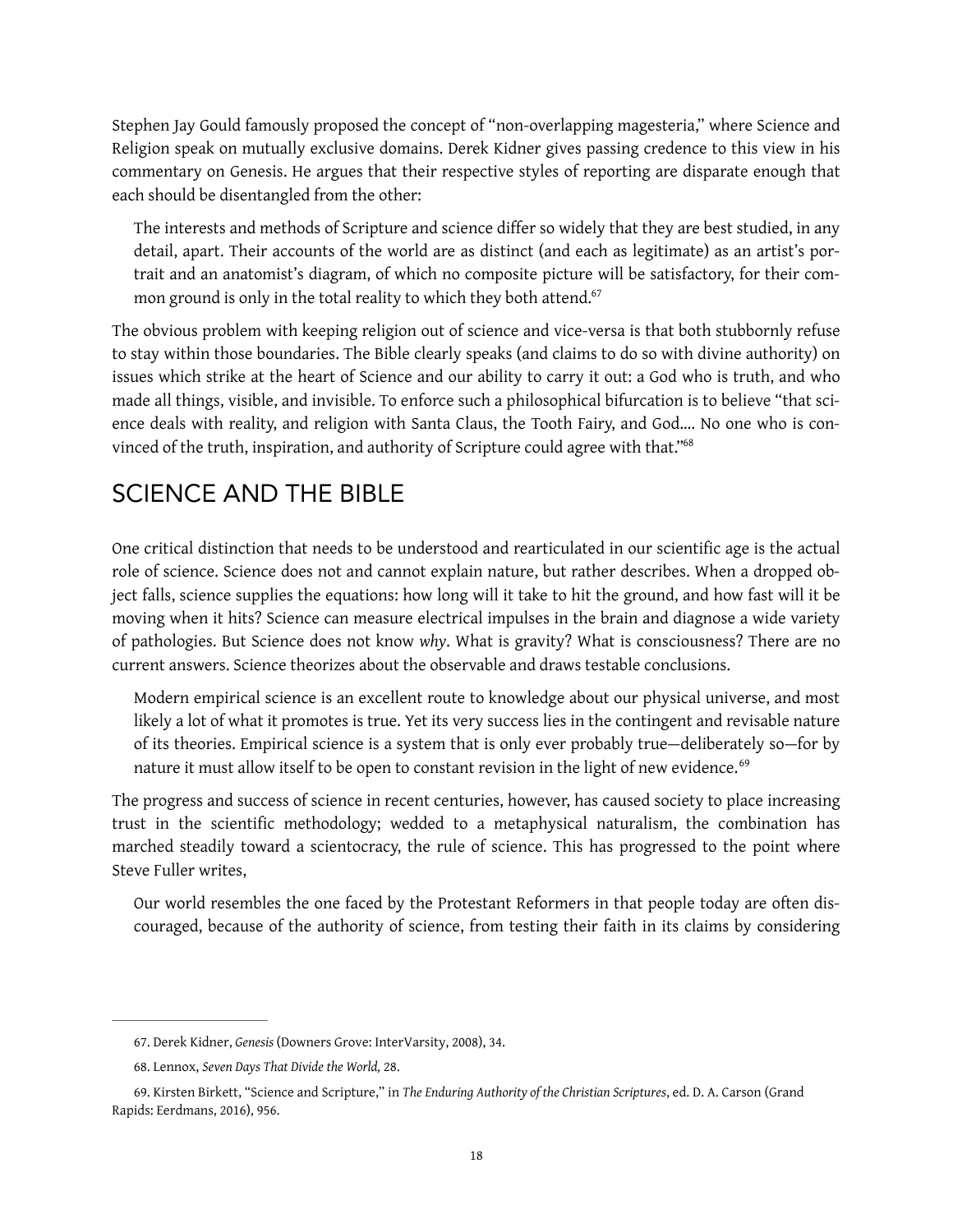Stephen Jay Gould famously proposed the concept of "non-overlapping magesteria," where Science and Religion speak on mutually exclusive domains. Derek Kidner gives passing credence to this view in his commentary on Genesis. He argues that their respective styles of reporting are disparate enough that each should be disentangled from the other:

> The interests and methods of Scripture and science differ so widely that they are best studied, in any detail, apart. Their accounts of the world are as distinct (and each as legitimate) as an artist's portrait and an anatomist's diagram, of which no composite picture will be satisfactory, for their common ground is only in the total reality to which they both attend.[67]

The obvious problem with keeping religion out of science and vice-versa is that both stubbornly refuse to stay within those boundaries. The Bible clearly speaks (and claims to do so with divine authority) on issues which strike at the heart of Science and our ability to carry it out: a God who is truth, and who made all things, visible, and invisible. To enforce such a philosophical bifurcation is to believe "that science deals with reality, and religion with Santa Claus, the Tooth Fairy, and God.... No one who is convinced of the truth, inspiration, and authority of Scripture could agree with that."[68]

## SCIENCE AND THE BIBLE

One critical distinction that needs to be understood and rearticulated in our scientific age is the actual role of science. Science does not and cannot explain nature, but rather describes. When a dropped object falls, science supplies the equations: how long will it take to hit the ground, and how fast will it be moving when it hits? Science can measure electrical impulses in the brain and diagnose a wide variety of pathologies. But Science does not know *why*. What is gravity? What is consciousness? There are no current answers. Science theorizes about the observable and draws testable conclusions.

> Modern empirical science is an excellent route to knowledge about our physical universe, and most likely a lot of what it promotes is true. Yet its very success lies in the contingent and revisable nature of its theories. Empirical science is a system that is only ever probably true—deliberately so—for by nature it must allow itself to be open to constant revision in the light of new evidence.[69]

The progress and success of science in recent centuries, however, has caused society to place increasing trust in the scientific methodology; wedded to a metaphysical naturalism, the combination has marched steadily toward a scientocracy, the rule of science. This has progressed to the point where Steve Fuller writes,

> Our world resembles the one faced by the Protestant Reformers in that people today are often discouraged, because of the authority of science, from testing their faith in its claims by considering

---

67. Derek Kidner, *Genesis* (Downers Grove: InterVarsity, 2008), 34.

68. Lennox, *Seven Days That Divide the World,* 28.

69. Kirsten Birkett, "Science and Scripture," in *The Enduring Authority of the Christian Scriptures*, ed. D. A. Carson (Grand Rapids: Eerdmans, 2016), 956.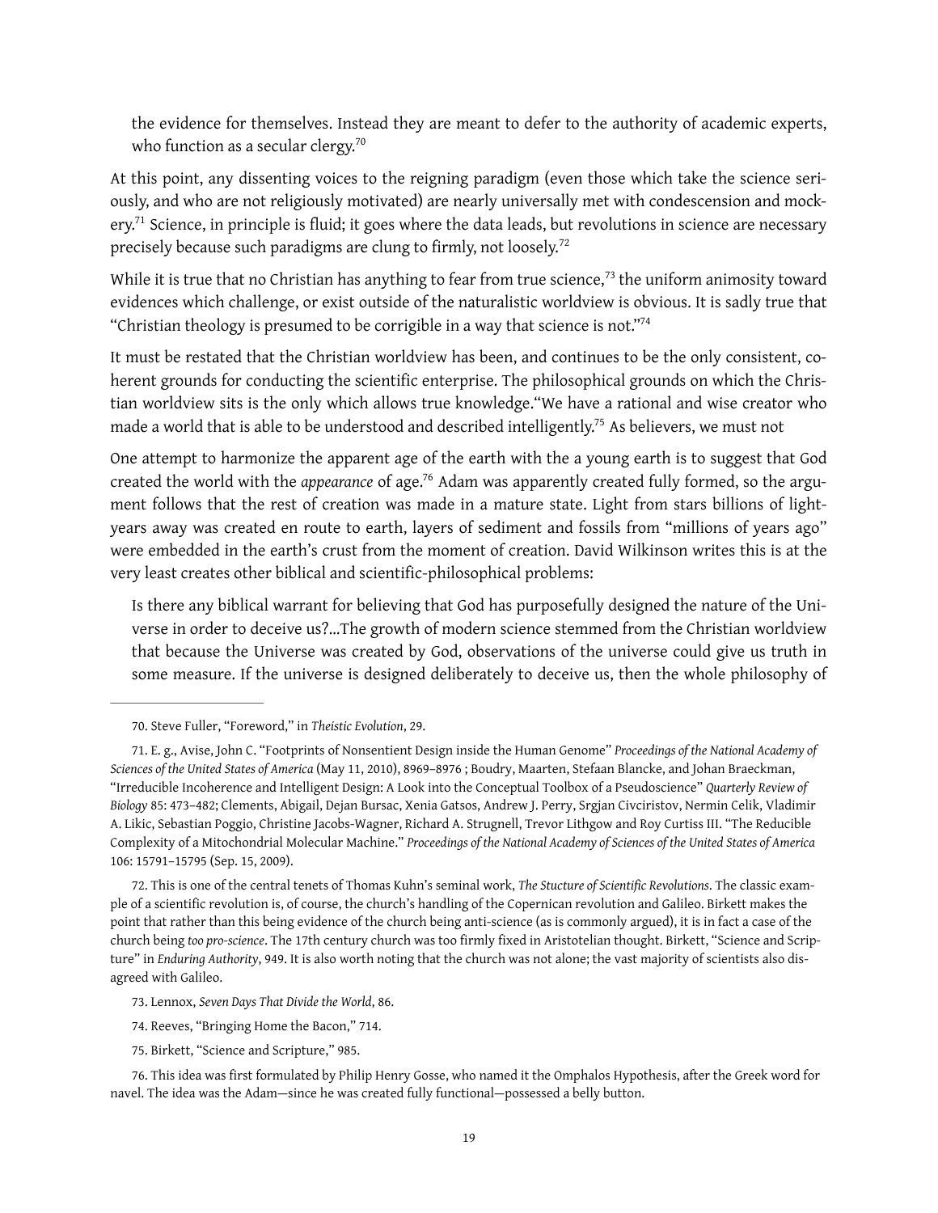> the evidence for themselves. Instead they are meant to defer to the authority of academic experts, who function as a secular clergy.[70]

At this point, any dissenting voices to the reigning paradigm (even those which take the science seriously, and who are not religiously motivated) are nearly universally met with condescension and mockery.[71] Science, in principle is fluid; it goes where the data leads, but revolutions in science are necessary precisely because such paradigms are clung to firmly, not loosely.[72]

While it is true that no Christian has anything to fear from true science,[73] the uniform animosity toward evidences which challenge, or exist outside of the naturalistic worldview is obvious. It is sadly true that "Christian theology is presumed to be corrigible in a way that science is not."[74]

It must be restated that the Christian worldview has been, and continues to be the only consistent, coherent grounds for conducting the scientific enterprise. The philosophical grounds on which the Christian worldview sits is the only which allows true knowledge."We have a rational and wise creator who made a world that is able to be understood and described intelligently.[75] As believers, we must not

One attempt to harmonize the apparent age of the earth with the a young earth is to suggest that God created the world with the *appearance* of age.[76] Adam was apparently created fully formed, so the argument follows that the rest of creation was made in a mature state. Light from stars billions of light-years away was created en route to earth, layers of sediment and fossils from "millions of years ago" were embedded in the earth's crust from the moment of creation. David Wilkinson writes this is at the very least creates other biblical and scientific-philosophical problems:

> Is there any biblical warrant for believing that God has purposefully designed the nature of the Universe in order to deceive us?...The growth of modern science stemmed from the Christian worldview that because the Universe was created by God, observations of the universe could give us truth in some measure. If the universe is designed deliberately to deceive us, then the whole philosophy of

---

70. Steve Fuller, "Foreword," in *Theistic Evolution*, 29.

71. E. g., Avise, John C. "Footprints of Nonsentient Design inside the Human Genome" *Proceedings of the National Academy of Sciences of the United States of America* (May 11, 2010), 8969–8976 ; Boudry, Maarten, Stefaan Blancke, and Johan Braeckman, "Irreducible Incoherence and Intelligent Design: A Look into the Conceptual Toolbox of a Pseudoscience" *Quarterly Review of Biology* 85: 473–482; Clements, Abigail, Dejan Bursac, Xenia Gatsos, Andrew J. Perry, Srgjan Civciristov, Nermin Celik, Vladimir A. Likic, Sebastian Poggio, Christine Jacobs-Wagner, Richard A. Strugnell, Trevor Lithgow and Roy Curtiss III. "The Reducible Complexity of a Mitochondrial Molecular Machine." *Proceedings of the National Academy of Sciences of the United States of America* 106: 15791–15795 (Sep. 15, 2009).

72. This is one of the central tenets of Thomas Kuhn's seminal work, *The Stucture of Scientific Revolutions*. The classic example of a scientific revolution is, of course, the church's handling of the Copernican revolution and Galileo. Birkett makes the point that rather than this being evidence of the church being anti-science (as is commonly argued), it is in fact a case of the church being *too pro-science*. The 17th century church was too firmly fixed in Aristotelian thought. Birkett, "Science and Scripture" in *Enduring Authority*, 949. It is also worth noting that the church was not alone; the vast majority of scientists also disagreed with Galileo.

73. Lennox, *Seven Days That Divide the World*, 86.

74. Reeves, "Bringing Home the Bacon," 714.

75. Birkett, "Science and Scripture," 985.

76. This idea was first formulated by Philip Henry Gosse, who named it the Omphalos Hypothesis, after the Greek word for navel. The idea was the Adam—since he was created fully functional—possessed a belly button.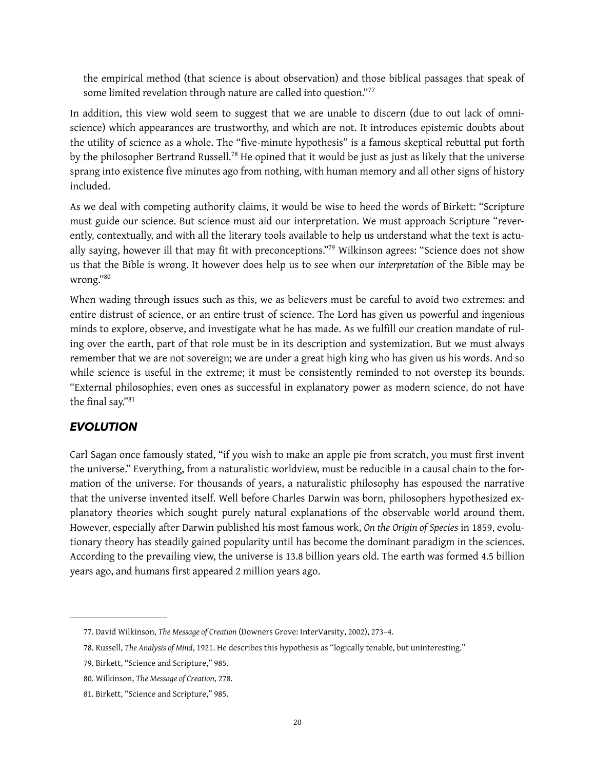> the empirical method (that science is about observation) and those biblical passages that speak of some limited revelation through nature are called into question."[77]

In addition, this view wold seem to suggest that we are unable to discern (due to out lack of omniscience) which appearances are trustworthy, and which are not. It introduces epistemic doubts about the utility of science as a whole. The "five-minute hypothesis" is a famous skeptical rebuttal put forth by the philosopher Bertrand Russell.[78] He opined that it would be just as just as likely that the universe sprang into existence five minutes ago from nothing, with human memory and all other signs of history included.

As we deal with competing authority claims, it would be wise to heed the words of Birkett: "Scripture must guide our science. But science must aid our interpretation. We must approach Scripture "reverently, contextually, and with all the literary tools available to help us understand what the text is actually saying, however ill that may fit with preconceptions."[79] Wilkinson agrees: "Science does not show us that the Bible is wrong. It however does help us to see when our *interpretation* of the Bible may be wrong."[80]

When wading through issues such as this, we as believers must be careful to avoid two extremes: and entire distrust of science, or an entire trust of science. The Lord has given us powerful and ingenious minds to explore, observe, and investigate what he has made. As we fulfill our creation mandate of ruling over the earth, part of that role must be in its description and systemization. But we must always remember that we are not sovereign; we are under a great high king who has given us his words. And so while science is useful in the extreme; it must be consistently reminded to not overstep its bounds. "External philosophies, even ones as successful in explanatory power as modern science, do not have the final say."[81]

## *EVOLUTION*

Carl Sagan once famously stated, "if you wish to make an apple pie from scratch, you must first invent the universe." Everything, from a naturalistic worldview, must be reducible in a causal chain to the formation of the universe. For thousands of years, a naturalistic philosophy has espoused the narrative that the universe invented itself. Well before Charles Darwin was born, philosophers hypothesized explanatory theories which sought purely natural explanations of the observable world around them. However, especially after Darwin published his most famous work, *On the Origin of Species* in 1859, evolutionary theory has steadily gained popularity until has become the dominant paradigm in the sciences. According to the prevailing view, the universe is 13.8 billion years old. The earth was formed 4.5 billion years ago, and humans first appeared 2 million years ago.

---

77. David Wilkinson, *The Message of Creation* (Downers Grove: InterVarsity, 2002), 273–4.

78. Russell, *The Analysis of Mind*, 1921. He describes this hypothesis as "logically tenable, but uninteresting."

79. Birkett, "Science and Scripture," 985.

80. Wilkinson, *The Message of Creation*, 278.

81. Birkett, "Science and Scripture," 985.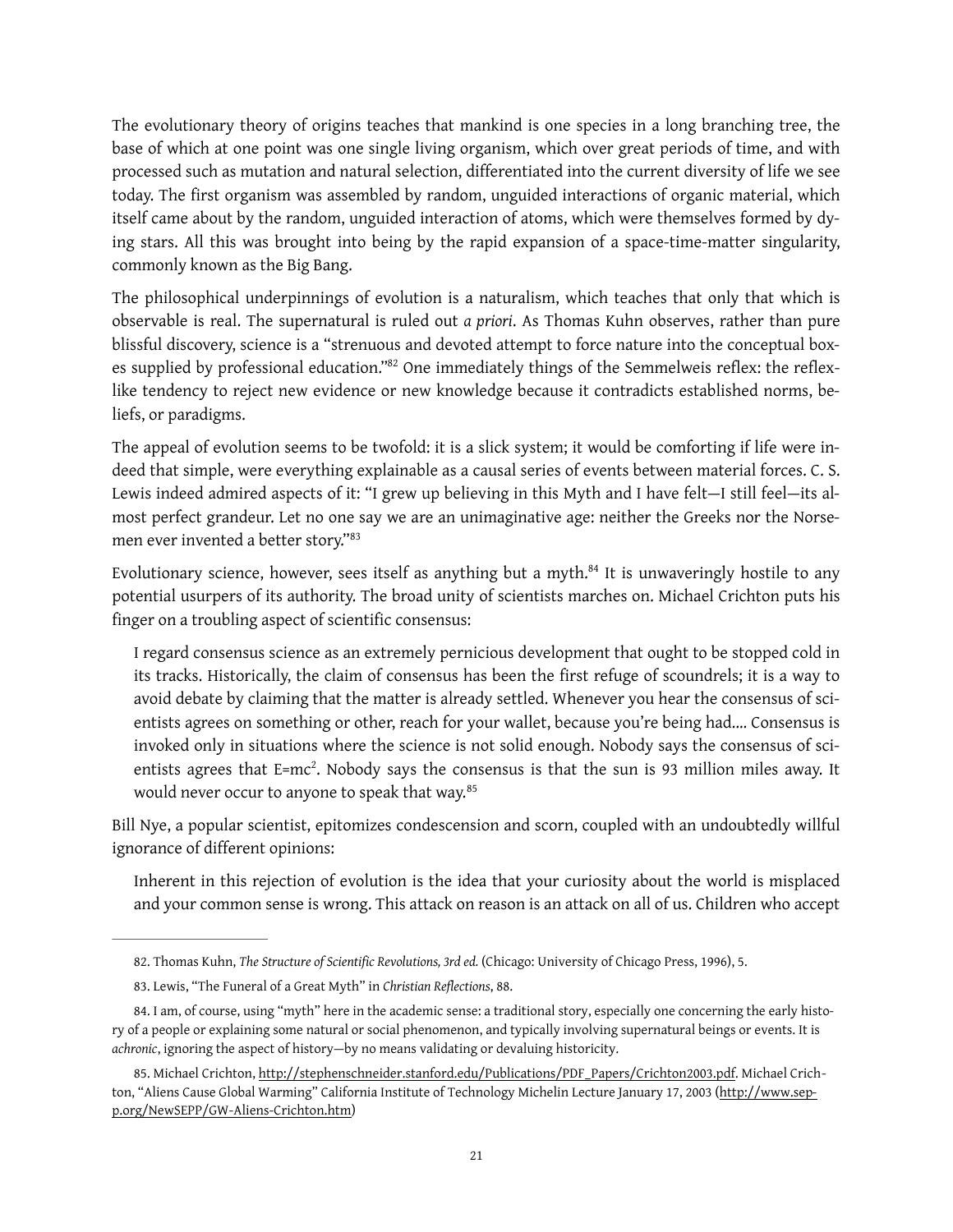The evolutionary theory of origins teaches that mankind is one species in a long branching tree, the base of which at one point was one single living organism, which over great periods of time, and with processed such as mutation and natural selection, differentiated into the current diversity of life we see today. The first organism was assembled by random, unguided interactions of organic material, which itself came about by the random, unguided interaction of atoms, which were themselves formed by dying stars. All this was brought into being by the rapid expansion of a space-time-matter singularity, commonly known as the Big Bang.

The philosophical underpinnings of evolution is a naturalism, which teaches that only that which is observable is real. The supernatural is ruled out *a priori*. As Thomas Kuhn observes, rather than pure blissful discovery, science is a "strenuous and devoted attempt to force nature into the conceptual boxes supplied by professional education."[82] One immediately things of the Semmelweis reflex: the reflex-like tendency to reject new evidence or new knowledge because it contradicts established norms, beliefs, or paradigms.

The appeal of evolution seems to be twofold: it is a slick system; it would be comforting if life were indeed that simple, were everything explainable as a causal series of events between material forces. C. S. Lewis indeed admired aspects of it: "I grew up believing in this Myth and I have felt—I still feel—its almost perfect grandeur. Let no one say we are an unimaginative age: neither the Greeks nor the Norsemen ever invented a better story."[83]

Evolutionary science, however, sees itself as anything but a myth.[84] It is unwaveringly hostile to any potential usurpers of its authority. The broad unity of scientists marches on. Michael Crichton puts his finger on a troubling aspect of scientific consensus:

> I regard consensus science as an extremely pernicious development that ought to be stopped cold in its tracks. Historically, the claim of consensus has been the first refuge of scoundrels; it is a way to avoid debate by claiming that the matter is already settled. Whenever you hear the consensus of scientists agrees on something or other, reach for your wallet, because you're being had.... Consensus is invoked only in situations where the science is not solid enough. Nobody says the consensus of scientists agrees that $E=mc^2$. Nobody says the consensus is that the sun is 93 million miles away. It would never occur to anyone to speak that way.[85]

Bill Nye, a popular scientist, epitomizes condescension and scorn, coupled with an undoubtedly willful ignorance of different opinions:

> Inherent in this rejection of evolution is the idea that your curiosity about the world is misplaced and your common sense is wrong. This attack on reason is an attack on all of us. Children who accept

---

82. Thomas Kuhn, *The Structure of Scientific Revolutions, 3rd ed.* (Chicago: University of Chicago Press, 1996), 5.

83. Lewis, "The Funeral of a Great Myth" in *Christian Reflections*, 88.

84. I am, of course, using "myth" here in the academic sense: a traditional story, especially one concerning the early history of a people or explaining some natural or social phenomenon, and typically involving supernatural beings or events. It is *achronic*, ignoring the aspect of history—by no means validating or devaluing historicity.

85. Michael Crichton, http://stephenschneider.stanford.edu/Publications/PDF_Papers/Crichton2003.pdf. Michael Crichton, "Aliens Cause Global Warming" California Institute of Technology Michelin Lecture January 17, 2003 (http://www.sepp.org/NewSEPP/GW-Aliens-Crichton.htm)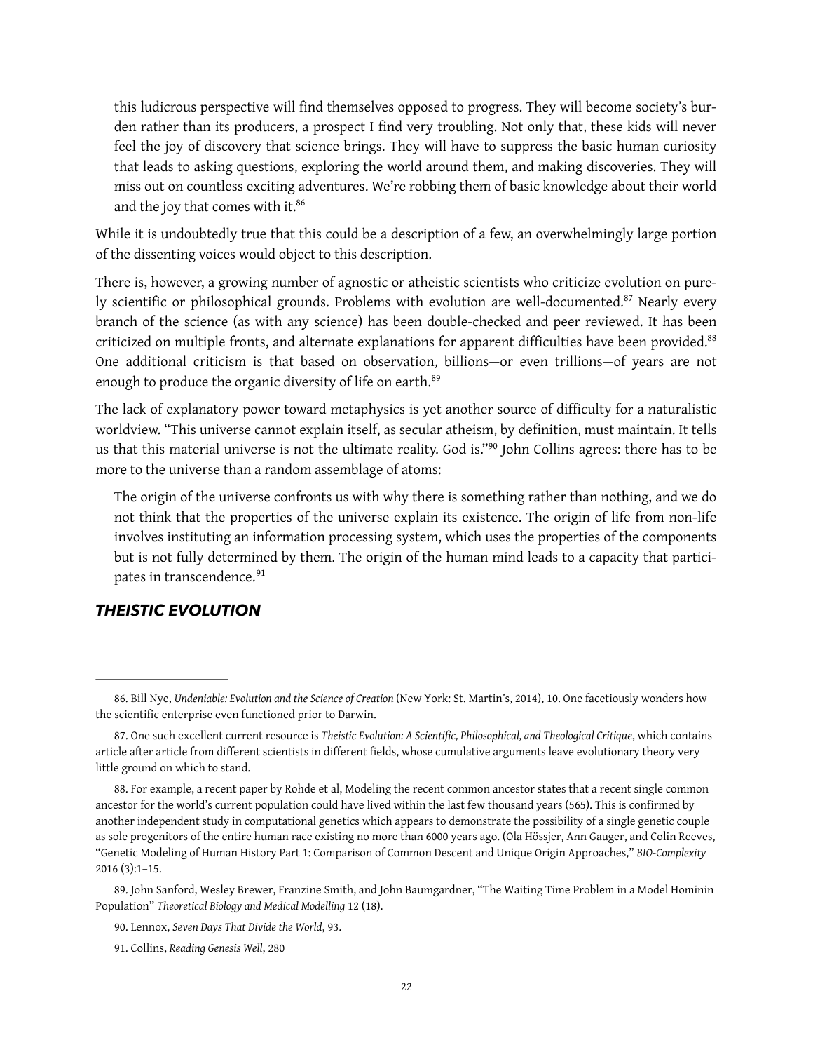> this ludicrous perspective will find themselves opposed to progress. They will become society's burden rather than its producers, a prospect I find very troubling. Not only that, these kids will never feel the joy of discovery that science brings. They will have to suppress the basic human curiosity that leads to asking questions, exploring the world around them, and making discoveries. They will miss out on countless exciting adventures. We're robbing them of basic knowledge about their world and the joy that comes with it.[86]

While it is undoubtedly true that this could be a description of a few, an overwhelmingly large portion of the dissenting voices would object to this description.

There is, however, a growing number of agnostic or atheistic scientists who criticize evolution on purely scientific or philosophical grounds. Problems with evolution are well-documented.[87] Nearly every branch of the science (as with any science) has been double-checked and peer reviewed. It has been criticized on multiple fronts, and alternate explanations for apparent difficulties have been provided.[88] One additional criticism is that based on observation, billions—or even trillions—of years are not enough to produce the organic diversity of life on earth.[89]

The lack of explanatory power toward metaphysics is yet another source of difficulty for a naturalistic worldview. "This universe cannot explain itself, as secular atheism, by definition, must maintain. It tells us that this material universe is not the ultimate reality. God is."[90] John Collins agrees: there has to be more to the universe than a random assemblage of atoms:

> The origin of the universe confronts us with why there is something rather than nothing, and we do not think that the properties of the universe explain its existence. The origin of life from non-life involves instituting an information processing system, which uses the properties of the components but is not fully determined by them. The origin of the human mind leads to a capacity that participates in transcendence.[91]

## *THEISTIC EVOLUTION*

---

86. Bill Nye, *Undeniable: Evolution and the Science of Creation* (New York: St. Martin's, 2014), 10. One facetiously wonders how the scientific enterprise even functioned prior to Darwin.

87. One such excellent current resource is *Theistic Evolution: A Scientific, Philosophical, and Theological Critique*, which contains article after article from different scientists in different fields, whose cumulative arguments leave evolutionary theory very little ground on which to stand.

88. For example, a recent paper by Rohde et al, Modeling the recent common ancestor states that a recent single common ancestor for the world's current population could have lived within the last few thousand years (565). This is confirmed by another independent study in computational genetics which appears to demonstrate the possibility of a single genetic couple as sole progenitors of the entire human race existing no more than 6000 years ago. (Ola Hössjer, Ann Gauger, and Colin Reeves, "Genetic Modeling of Human History Part 1: Comparison of Common Descent and Unique Origin Approaches," *BIO-Complexity* 2016 (3):1–15.

89. John Sanford, Wesley Brewer, Franzine Smith, and John Baumgardner, "The Waiting Time Problem in a Model Hominin Population" *Theoretical Biology and Medical Modelling* 12 (18).

90. Lennox, *Seven Days That Divide the World*, 93.

91. Collins, *Reading Genesis Well*, 280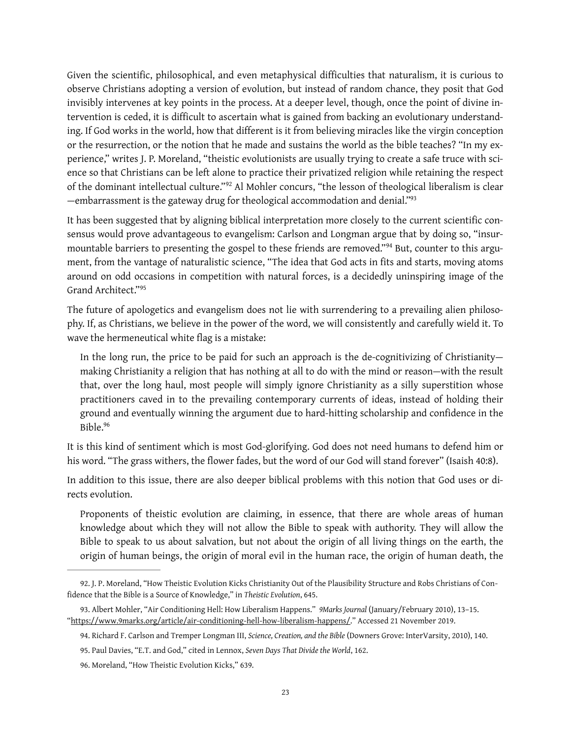Given the scientific, philosophical, and even metaphysical difficulties that naturalism, it is curious to observe Christians adopting a version of evolution, but instead of random chance, they posit that God invisibly intervenes at key points in the process. At a deeper level, though, once the point of divine intervention is ceded, it is difficult to ascertain what is gained from backing an evolutionary understanding. If God works in the world, how that different is it from believing miracles like the virgin conception or the resurrection, or the notion that he made and sustains the world as the bible teaches? "In my experience," writes J. P. Moreland, "theistic evolutionists are usually trying to create a safe truce with science so that Christians can be left alone to practice their privatized religion while retaining the respect of the dominant intellectual culture."[92] Al Mohler concurs, "the lesson of theological liberalism is clear —embarrassment is the gateway drug for theological accommodation and denial."[93]

It has been suggested that by aligning biblical interpretation more closely to the current scientific consensus would prove advantageous to evangelism: Carlson and Longman argue that by doing so, "insurmountable barriers to presenting the gospel to these friends are removed."[94] But, counter to this argument, from the vantage of naturalistic science, "The idea that God acts in fits and starts, moving atoms around on odd occasions in competition with natural forces, is a decidedly uninspiring image of the Grand Architect."[95]

The future of apologetics and evangelism does not lie with surrendering to a prevailing alien philosophy. If, as Christians, we believe in the power of the word, we will consistently and carefully wield it. To wave the hermeneutical white flag is a mistake:

> In the long run, the price to be paid for such an approach is the de-cognitivizing of Christianity—making Christianity a religion that has nothing at all to do with the mind or reason—with the result that, over the long haul, most people will simply ignore Christianity as a silly superstition whose practitioners caved in to the prevailing contemporary currents of ideas, instead of holding their ground and eventually winning the argument due to hard-hitting scholarship and confidence in the Bible.[96]

It is this kind of sentiment which is most God-glorifying. God does not need humans to defend him or his word. "The grass withers, the flower fades, but the word of our God will stand forever" (Isaiah 40:8).

In addition to this issue, there are also deeper biblical problems with this notion that God uses or directs evolution.

> Proponents of theistic evolution are claiming, in essence, that there are whole areas of human knowledge about which they will not allow the Bible to speak with authority. They will allow the Bible to speak to us about salvation, but not about the origin of all living things on the earth, the origin of human beings, the origin of moral evil in the human race, the origin of human death, the

---

92. J. P. Moreland, "How Theistic Evolution Kicks Christianity Out of the Plausibility Structure and Robs Christians of Confidence that the Bible is a Source of Knowledge," in *Theistic Evolution*, 645.

93. Albert Mohler, "Air Conditioning Hell: How Liberalism Happens." *9Marks Journal* (January/February 2010), 13–15. "https://www.9marks.org/article/air-conditioning-hell-how-liberalism-happens/." Accessed 21 November 2019.

94. Richard F. Carlson and Tremper Longman III, *Science, Creation, and the Bible* (Downers Grove: InterVarsity, 2010), 140.

95. Paul Davies, "E.T. and God," cited in Lennox, *Seven Days That Divide the World*, 162.

96. Moreland, "How Theistic Evolution Kicks," 639.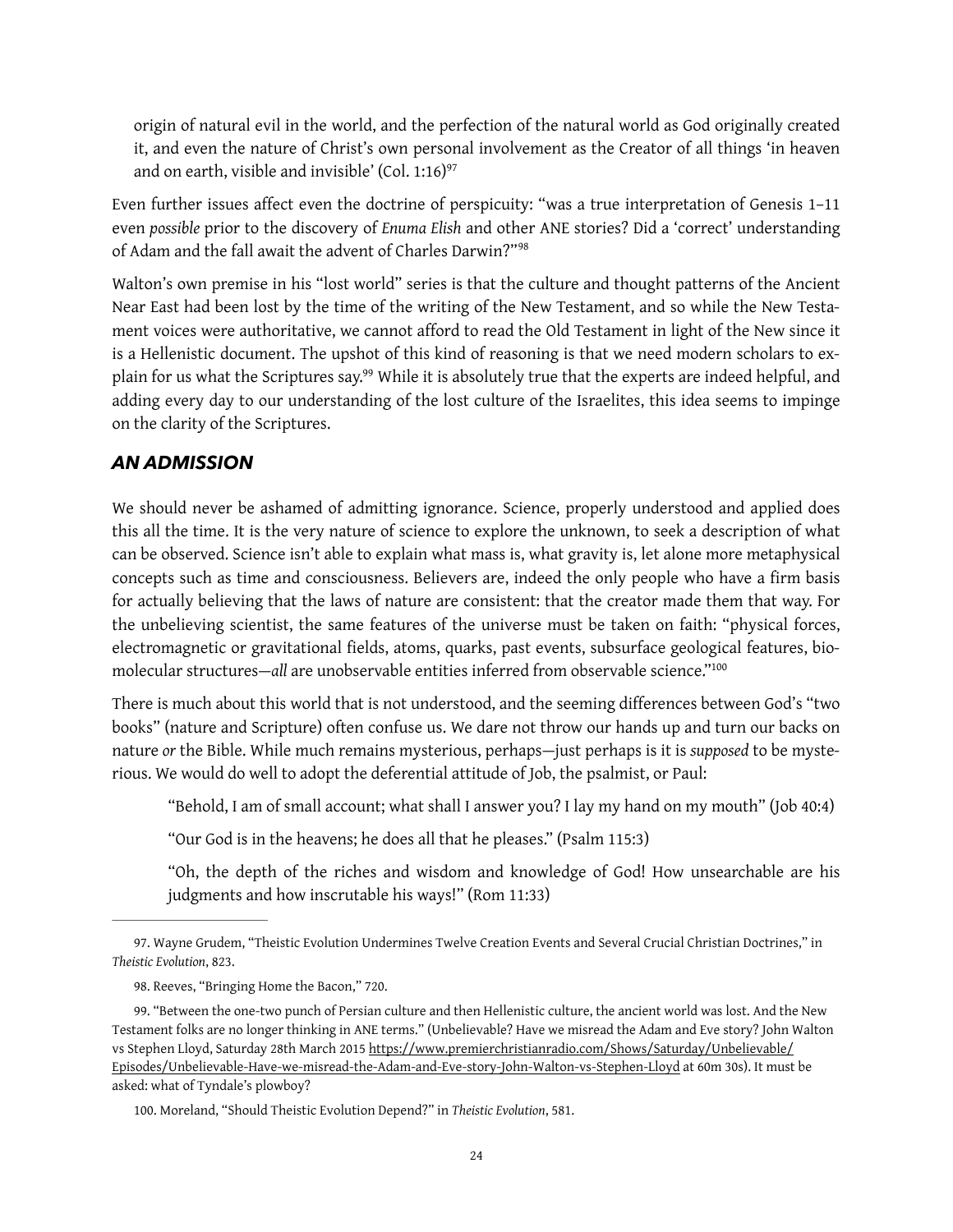origin of natural evil in the world, and the perfection of the natural world as God originally created it, and even the nature of Christ's own personal involvement as the Creator of all things 'in heaven and on earth, visible and invisible' (Col. 1:16)[97]

Even further issues affect even the doctrine of perspicuity: "was a true interpretation of Genesis 1–11 even *possible* prior to the discovery of *Enuma Elish* and other ANE stories? Did a 'correct' understanding of Adam and the fall await the advent of Charles Darwin?"[98]

Walton's own premise in his "lost world" series is that the culture and thought patterns of the Ancient Near East had been lost by the time of the writing of the New Testament, and so while the New Testament voices were authoritative, we cannot afford to read the Old Testament in light of the New since it is a Hellenistic document. The upshot of this kind of reasoning is that we need modern scholars to explain for us what the Scriptures say.[99] While it is absolutely true that the experts are indeed helpful, and adding every day to our understanding of the lost culture of the Israelites, this idea seems to impinge on the clarity of the Scriptures.

### *AN ADMISSION*

We should never be ashamed of admitting ignorance. Science, properly understood and applied does this all the time. It is the very nature of science to explore the unknown, to seek a description of what can be observed. Science isn't able to explain what mass is, what gravity is, let alone more metaphysical concepts such as time and consciousness. Believers are, indeed the only people who have a firm basis for actually believing that the laws of nature are consistent: that the creator made them that way. For the unbelieving scientist, the same features of the universe must be taken on faith: "physical forces, electromagnetic or gravitational fields, atoms, quarks, past events, subsurface geological features, biomolecular structures—*all* are unobservable entities inferred from observable science."[100]

There is much about this world that is not understood, and the seeming differences between God's "two books" (nature and Scripture) often confuse us. We dare not throw our hands up and turn our backs on nature *or* the Bible. While much remains mysterious, perhaps—just perhaps is it is *supposed* to be mysterious. We would do well to adopt the deferential attitude of Job, the psalmist, or Paul:

> "Behold, I am of small account; what shall I answer you? I lay my hand on my mouth" (Job 40:4)
>
> "Our God is in the heavens; he does all that he pleases." (Psalm 115:3)
>
> "Oh, the depth of the riches and wisdom and knowledge of God! How unsearchable are his judgments and how inscrutable his ways!" (Rom 11:33)

---

97. Wayne Grudem, "Theistic Evolution Undermines Twelve Creation Events and Several Crucial Christian Doctrines," in *Theistic Evolution*, 823.

98. Reeves, "Bringing Home the Bacon," 720.

99. "Between the one-two punch of Persian culture and then Hellenistic culture, the ancient world was lost. And the New Testament folks are no longer thinking in ANE terms." (Unbelievable? Have we misread the Adam and Eve story? John Walton vs Stephen Lloyd, Saturday 28th March 2015 https://www.premierchristianradio.com/Shows/Saturday/Unbelievable/Episodes/Unbelievable-Have-we-misread-the-Adam-and-Eve-story-John-Walton-vs-Stephen-Lloyd at 60m 30s). It must be asked: what of Tyndale's plowboy?

100. Moreland, "Should Theistic Evolution Depend?" in *Theistic Evolution*, 581.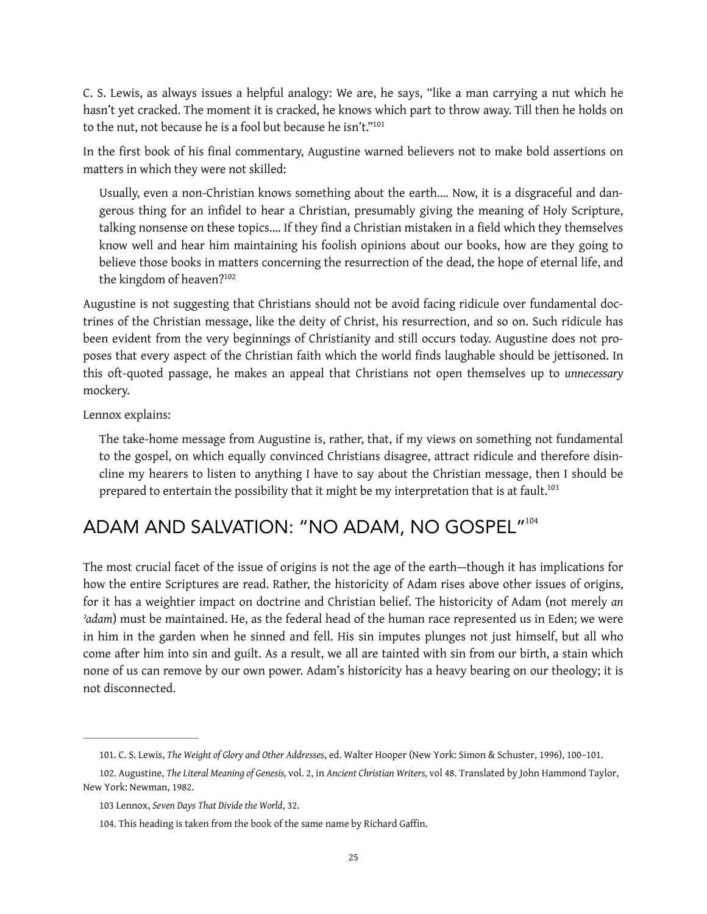C. S. Lewis, as always issues a helpful analogy: We are, he says, "like a man carrying a nut which he hasn't yet cracked. The moment it is cracked, he knows which part to throw away. Till then he holds on to the nut, not because he is a fool but because he isn't."[101]

In the first book of his final commentary, Augustine warned believers not to make bold assertions on matters in which they were not skilled:

> Usually, even a non-Christian knows something about the earth.... Now, it is a disgraceful and dangerous thing for an infidel to hear a Christian, presumably giving the meaning of Holy Scripture, talking nonsense on these topics.... If they find a Christian mistaken in a field which they themselves know well and hear him maintaining his foolish opinions about our books, how are they going to believe those books in matters concerning the resurrection of the dead, the hope of eternal life, and the kingdom of heaven?[102]

Augustine is not suggesting that Christians should not be avoid facing ridicule over fundamental doctrines of the Christian message, like the deity of Christ, his resurrection, and so on. Such ridicule has been evident from the very beginnings of Christianity and still occurs today. Augustine does not proposes that every aspect of the Christian faith which the world finds laughable should be jettisoned. In this oft-quoted passage, he makes an appeal that Christians not open themselves up to *unnecessary* mockery.

Lennox explains:

> The take-home message from Augustine is, rather, that, if my views on something not fundamental to the gospel, on which equally convinced Christians disagree, attract ridicule and therefore disincline my hearers to listen to anything I have to say about the Christian message, then I should be prepared to entertain the possibility that it might be my interpretation that is at fault.[103]

## ADAM AND SALVATION: "NO ADAM, NO GOSPEL"[104]

The most crucial facet of the issue of origins is not the age of the earth—though it has implications for how the entire Scriptures are read. Rather, the historicity of Adam rises above other issues of origins, for it has a weightier impact on doctrine and Christian belief. The historicity of Adam (not merely *an ʾadam*) must be maintained. He, as the federal head of the human race represented us in Eden; we were in him in the garden when he sinned and fell. His sin imputes plunges not just himself, but all who come after him into sin and guilt. As a result, we all are tainted with sin from our birth, a stain which none of us can remove by our own power. Adam's historicity has a heavy bearing on our theology; it is not disconnected.

---

101. C. S. Lewis, *The Weight of Glory and Other Addresses*, ed. Walter Hooper (New York: Simon & Schuster, 1996), 100–101.

102. Augustine, *The Literal Meaning of Genesis,* vol. 2, in *Ancient Christian Writers,* vol 48. Translated by John Hammond Taylor, New York: Newman, 1982.

103 Lennox, *Seven Days That Divide the World*, 32.

104. This heading is taken from the book of the same name by Richard Gaffin.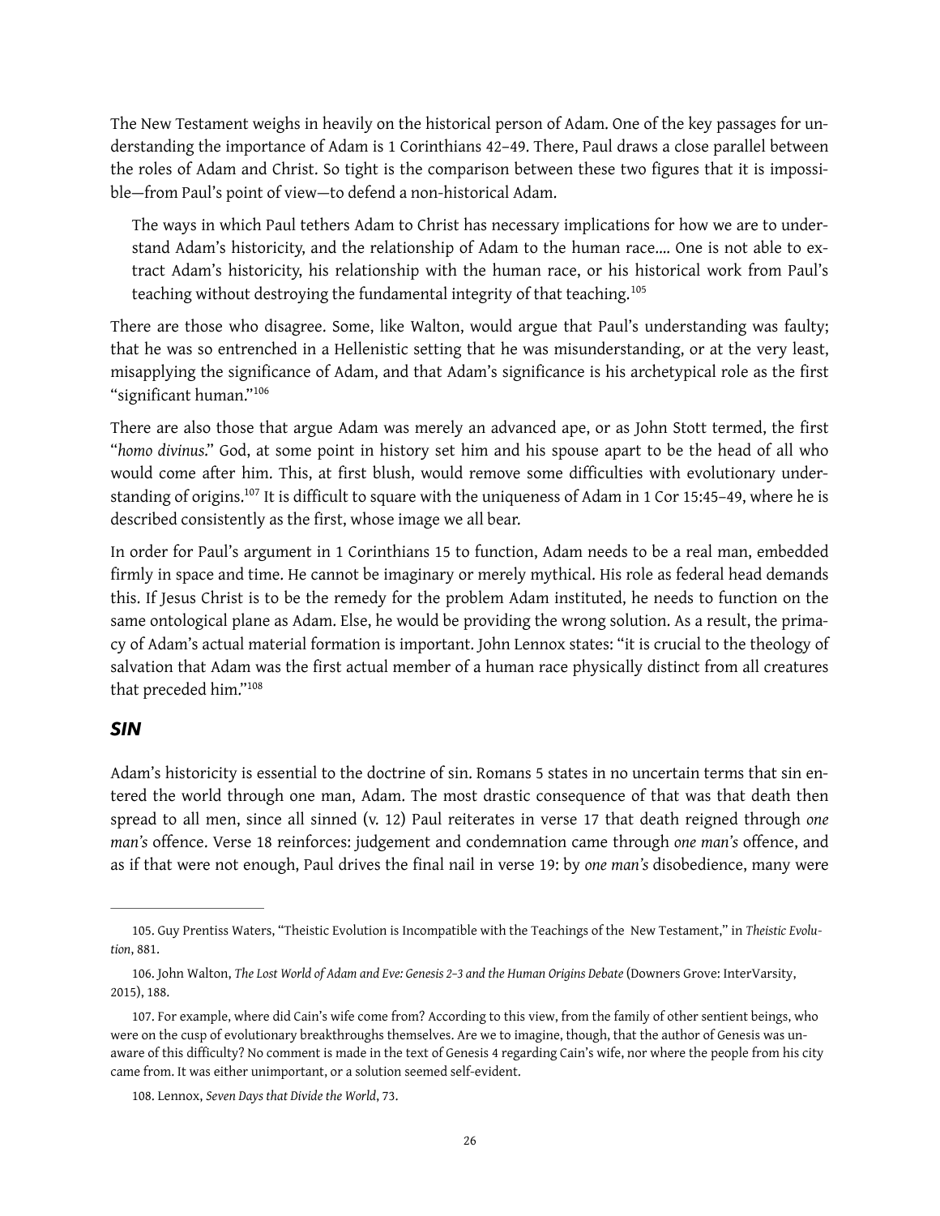The New Testament weighs in heavily on the historical person of Adam. One of the key passages for understanding the importance of Adam is 1 Corinthians 42–49. There, Paul draws a close parallel between the roles of Adam and Christ. So tight is the comparison between these two figures that it is impossible—from Paul's point of view—to defend a non-historical Adam.

> The ways in which Paul tethers Adam to Christ has necessary implications for how we are to understand Adam's historicity, and the relationship of Adam to the human race.... One is not able to extract Adam's historicity, his relationship with the human race, or his historical work from Paul's teaching without destroying the fundamental integrity of that teaching.[105]

There are those who disagree. Some, like Walton, would argue that Paul's understanding was faulty; that he was so entrenched in a Hellenistic setting that he was misunderstanding, or at the very least, misapplying the significance of Adam, and that Adam's significance is his archetypical role as the first "significant human."[106]

There are also those that argue Adam was merely an advanced ape, or as John Stott termed, the first "*homo divinus*." God, at some point in history set him and his spouse apart to be the head of all who would come after him. This, at first blush, would remove some difficulties with evolutionary understanding of origins.[107] It is difficult to square with the uniqueness of Adam in 1 Cor 15:45–49, where he is described consistently as the first, whose image we all bear.

In order for Paul's argument in 1 Corinthians 15 to function, Adam needs to be a real man, embedded firmly in space and time. He cannot be imaginary or merely mythical. His role as federal head demands this. If Jesus Christ is to be the remedy for the problem Adam instituted, he needs to function on the same ontological plane as Adam. Else, he would be providing the wrong solution. As a result, the primacy of Adam's actual material formation is important. John Lennox states: "it is crucial to the theology of salvation that Adam was the first actual member of a human race physically distinct from all creatures that preceded him."[108]

## *SIN*

Adam's historicity is essential to the doctrine of sin. Romans 5 states in no uncertain terms that sin entered the world through one man, Adam. The most drastic consequence of that was that death then spread to all men, since all sinned (v. 12) Paul reiterates in verse 17 that death reigned through *one man's* offence. Verse 18 reinforces: judgement and condemnation came through *one man's* offence, and as if that were not enough, Paul drives the final nail in verse 19: by *one man's* disobedience, many were

---

105. Guy Prentiss Waters, "Theistic Evolution is Incompatible with the Teachings of the New Testament," in *Theistic Evolution*, 881.

106. John Walton, *The Lost World of Adam and Eve: Genesis 2–3 and the Human Origins Debate* (Downers Grove: InterVarsity, 2015), 188.

107. For example, where did Cain's wife come from? According to this view, from the family of other sentient beings, who were on the cusp of evolutionary breakthroughs themselves. Are we to imagine, though, that the author of Genesis was unaware of this difficulty? No comment is made in the text of Genesis 4 regarding Cain's wife, nor where the people from his city came from. It was either unimportant, or a solution seemed self-evident.

108. Lennox, *Seven Days that Divide the World*, 73.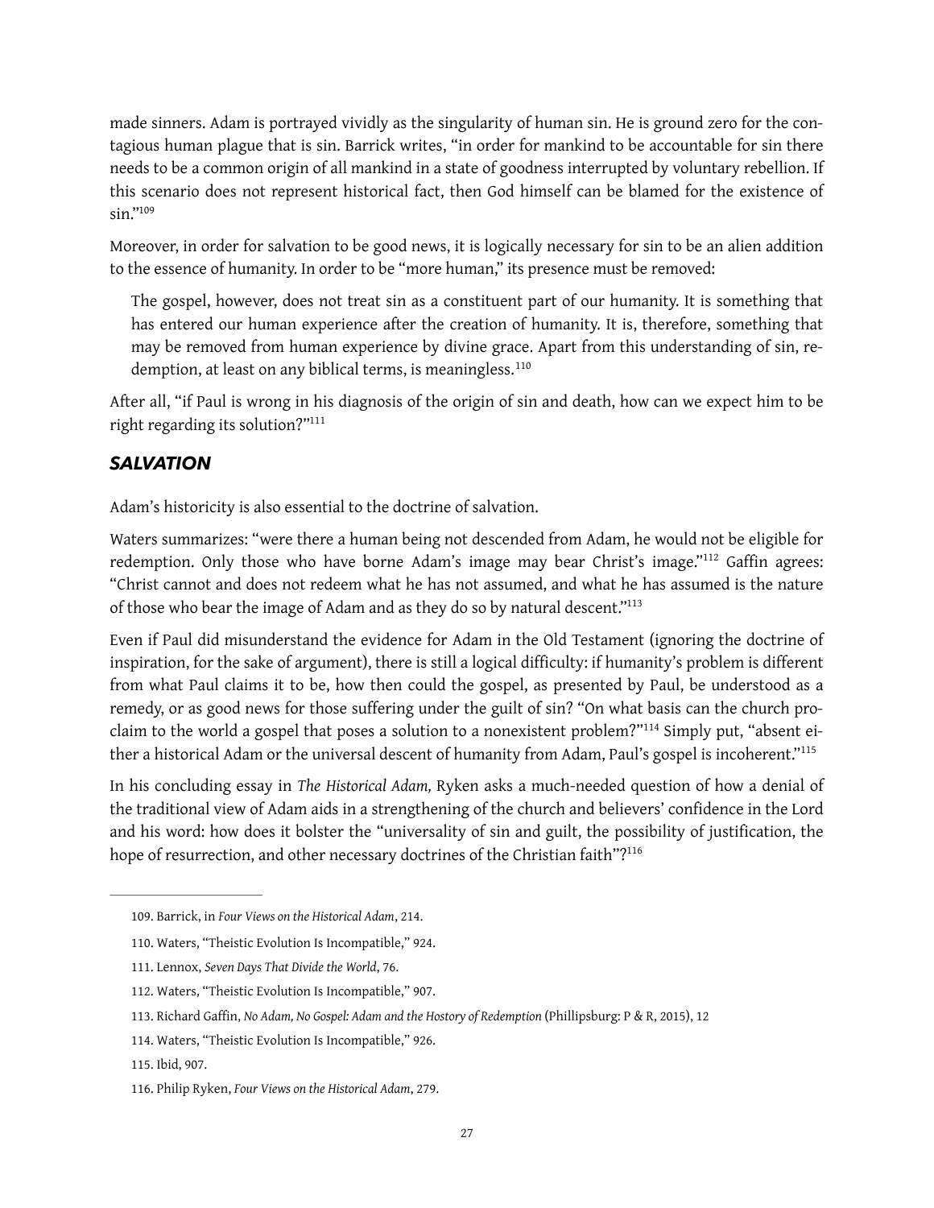made sinners. Adam is portrayed vividly as the singularity of human sin. He is ground zero for the contagious human plague that is sin. Barrick writes, "in order for mankind to be accountable for sin there needs to be a common origin of all mankind in a state of goodness interrupted by voluntary rebellion. If this scenario does not represent historical fact, then God himself can be blamed for the existence of sin."[109]

Moreover, in order for salvation to be good news, it is logically necessary for sin to be an alien addition to the essence of humanity. In order to be "more human," its presence must be removed:

> The gospel, however, does not treat sin as a constituent part of our humanity. It is something that has entered our human experience after the creation of humanity. It is, therefore, something that may be removed from human experience by divine grace. Apart from this understanding of sin, redemption, at least on any biblical terms, is meaningless.[110]

After all, "if Paul is wrong in his diagnosis of the origin of sin and death, how can we expect him to be right regarding its solution?"[111]

## *SALVATION*

Adam's historicity is also essential to the doctrine of salvation.

Waters summarizes: "were there a human being not descended from Adam, he would not be eligible for redemption. Only those who have borne Adam's image may bear Christ's image."[112] Gaffin agrees: "Christ cannot and does not redeem what he has not assumed, and what he has assumed is the nature of those who bear the image of Adam and as they do so by natural descent."[113]

Even if Paul did misunderstand the evidence for Adam in the Old Testament (ignoring the doctrine of inspiration, for the sake of argument), there is still a logical difficulty: if humanity's problem is different from what Paul claims it to be, how then could the gospel, as presented by Paul, be understood as a remedy, or as good news for those suffering under the guilt of sin? "On what basis can the church proclaim to the world a gospel that poses a solution to a nonexistent problem?"[114] Simply put, "absent either a historical Adam or the universal descent of humanity from Adam, Paul's gospel is incoherent."[115]

In his concluding essay in *The Historical Adam,* Ryken asks a much-needed question of how a denial of the traditional view of Adam aids in a strengthening of the church and believers' confidence in the Lord and his word: how does it bolster the "universality of sin and guilt, the possibility of justification, the hope of resurrection, and other necessary doctrines of the Christian faith"?[116]

---

109. Barrick, in *Four Views on the Historical Adam*, 214.

110. Waters, "Theistic Evolution Is Incompatible," 924.

111. Lennox, *Seven Days That Divide the World*, 76.

112. Waters, "Theistic Evolution Is Incompatible," 907.

113. Richard Gaffin, *No Adam, No Gospel: Adam and the Hostory of Redemption* (Phillipsburg: P & R, 2015), 12

114. Waters, "Theistic Evolution Is Incompatible," 926.

115. Ibid, 907.

116. Philip Ryken, *Four Views on the Historical Adam*, 279.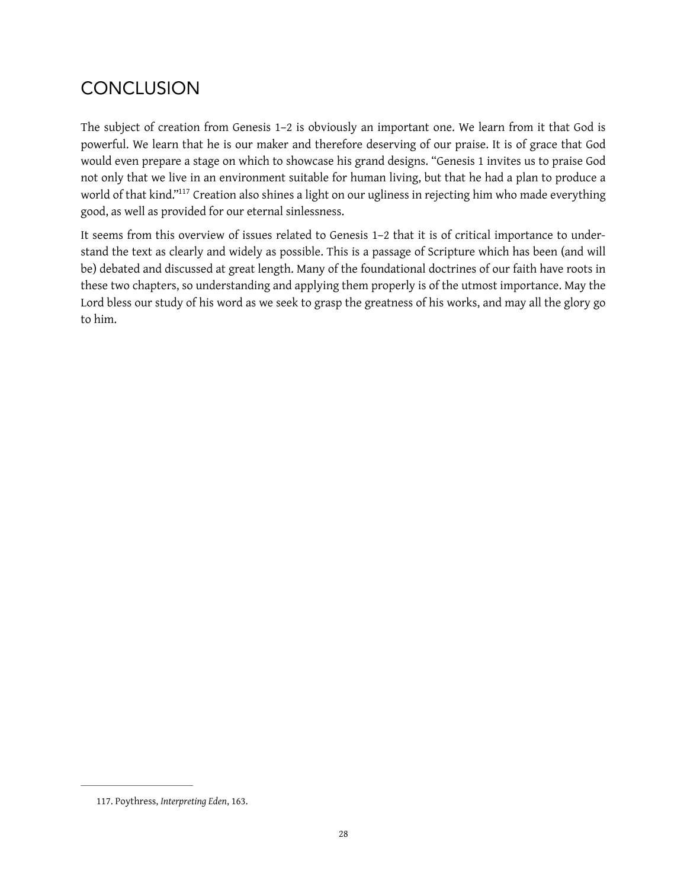## CONCLUSION

The subject of creation from Genesis 1–2 is obviously an important one. We learn from it that God is powerful. We learn that he is our maker and therefore deserving of our praise. It is of grace that God would even prepare a stage on which to showcase his grand designs. "Genesis 1 invites us to praise God not only that we live in an environment suitable for human living, but that he had a plan to produce a world of that kind."[117] Creation also shines a light on our ugliness in rejecting him who made everything good, as well as provided for our eternal sinlessness.

It seems from this overview of issues related to Genesis 1–2 that it is of critical importance to understand the text as clearly and widely as possible. This is a passage of Scripture which has been (and will be) debated and discussed at great length. Many of the foundational doctrines of our faith have roots in these two chapters, so understanding and applying them properly is of the utmost importance. May the Lord bless our study of his word as we seek to grasp the greatness of his works, and may all the glory go to him.

---

117. Poythress, *Interpreting Eden*, 163.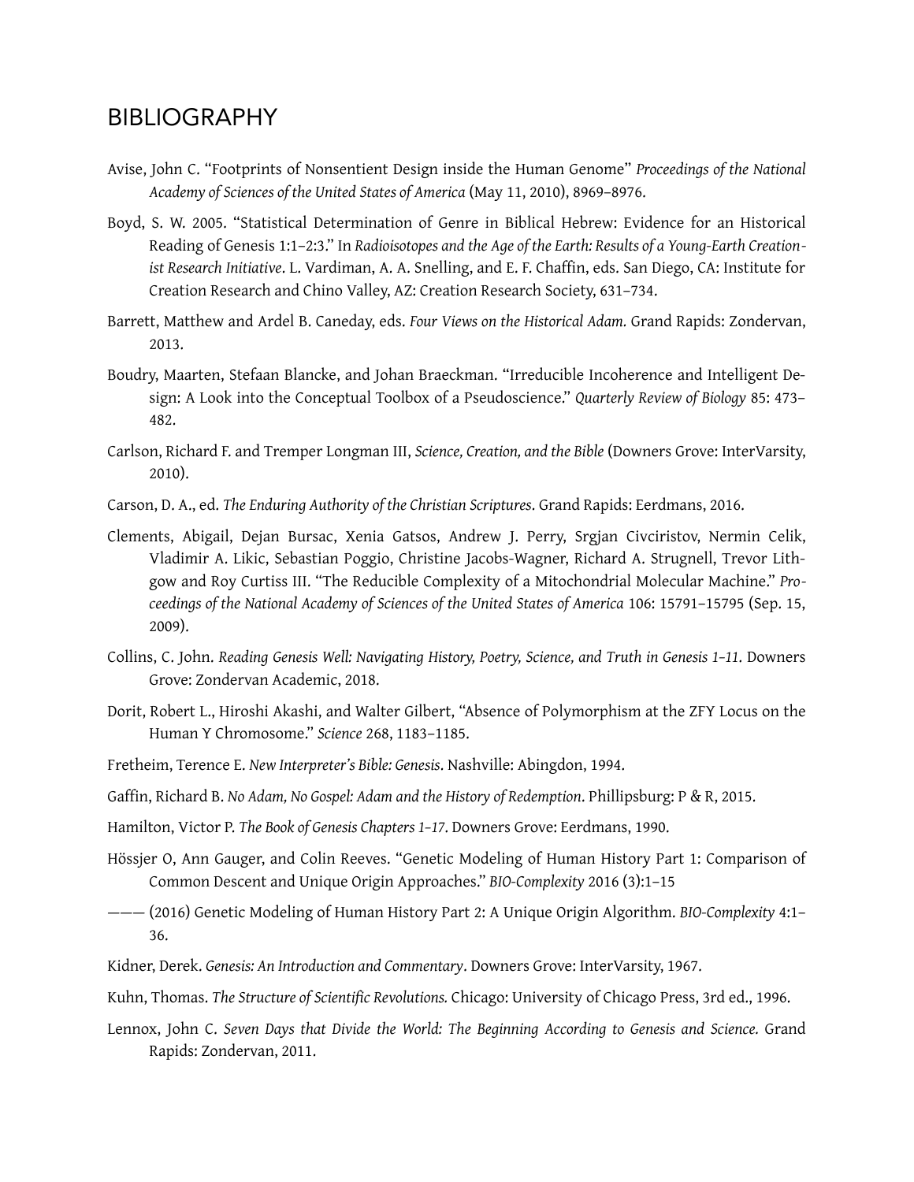# BIBLIOGRAPHY

Avise, John C. “Footprints of Nonsentient Design inside the Human Genome” *Proceedings of the National Academy of Sciences of the United States of America* (May 11, 2010), 8969–8976.

Boyd, S. W. 2005. “Statistical Determination of Genre in Biblical Hebrew: Evidence for an Historical Reading of Genesis 1:1–2:3.” In *Radioisotopes and the Age of the Earth: Results of a Young-Earth Creationist Research Initiative*. L. Vardiman, A. A. Snelling, and E. F. Chaffin, eds. San Diego, CA: Institute for Creation Research and Chino Valley, AZ: Creation Research Society, 631–734.

Barrett, Matthew and Ardel B. Caneday, eds. *Four Views on the Historical Adam.* Grand Rapids: Zondervan, 2013.

Boudry, Maarten, Stefaan Blancke, and Johan Braeckman. “Irreducible Incoherence and Intelligent Design: A Look into the Conceptual Toolbox of a Pseudoscience.” *Quarterly Review of Biology* 85: 473–482.

Carlson, Richard F. and Tremper Longman III, *Science, Creation, and the Bible* (Downers Grove: InterVarsity, 2010).

Carson, D. A., ed. *The Enduring Authority of the Christian Scriptures*. Grand Rapids: Eerdmans, 2016.

Clements, Abigail, Dejan Bursac, Xenia Gatsos, Andrew J. Perry, Srgjan Civciristov, Nermin Celik, Vladimir A. Likic, Sebastian Poggio, Christine Jacobs-Wagner, Richard A. Strugnell, Trevor Lithgow and Roy Curtiss III. “The Reducible Complexity of a Mitochondrial Molecular Machine.” *Proceedings of the National Academy of Sciences of the United States of America* 106: 15791–15795 (Sep. 15, 2009).

Collins, C. John. *Reading Genesis Well: Navigating History, Poetry, Science, and Truth in Genesis 1–11*. Downers Grove: Zondervan Academic, 2018.

Dorit, Robert L., Hiroshi Akashi, and Walter Gilbert, “Absence of Polymorphism at the ZFY Locus on the Human Y Chromosome.” *Science* 268, 1183–1185.

Fretheim, Terence E. *New Interpreter's Bible: Genesis*. Nashville: Abingdon, 1994.

Gaffin, Richard B. *No Adam, No Gospel: Adam and the History of Redemption*. Phillipsburg: P & R, 2015.

Hamilton, Victor P. *The Book of Genesis Chapters 1–17*. Downers Grove: Eerdmans, 1990.

Hössjer O, Ann Gauger, and Colin Reeves. “Genetic Modeling of Human History Part 1: Comparison of Common Descent and Unique Origin Approaches.” *BIO-Complexity* 2016 (3):1–15

——— (2016) Genetic Modeling of Human History Part 2: A Unique Origin Algorithm. *BIO-Complexity* 4:1–36.

Kidner, Derek. *Genesis: An Introduction and Commentary*. Downers Grove: InterVarsity, 1967.

Kuhn, Thomas. *The Structure of Scientific Revolutions.* Chicago: University of Chicago Press, 3rd ed., 1996.

Lennox, John C. *Seven Days that Divide the World: The Beginning According to Genesis and Science.* Grand Rapids: Zondervan, 2011.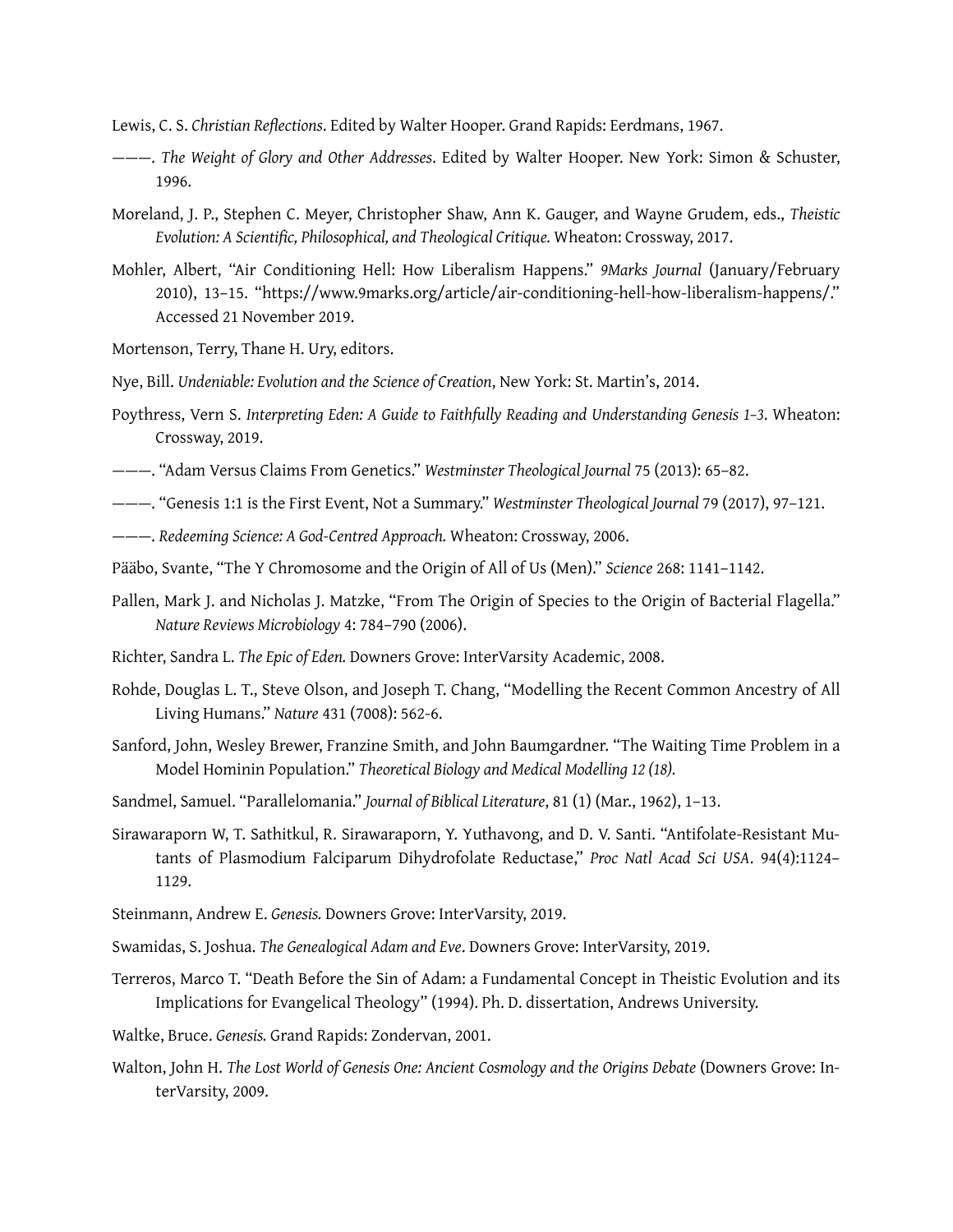Lewis, C. S. *Christian Reflections*. Edited by Walter Hooper. Grand Rapids: Eerdmans, 1967.

———. *The Weight of Glory and Other Addresses*. Edited by Walter Hooper. New York: Simon & Schuster, 1996.

Moreland, J. P., Stephen C. Meyer, Christopher Shaw, Ann K. Gauger, and Wayne Grudem, eds., *Theistic Evolution: A Scientific, Philosophical, and Theological Critique.* Wheaton: Crossway, 2017.

Mohler, Albert, "Air Conditioning Hell: How Liberalism Happens." *9Marks Journal* (January/February 2010), 13–15. "https://www.9marks.org/article/air-conditioning-hell-how-liberalism-happens/." Accessed 21 November 2019.

Mortenson, Terry, Thane H. Ury, editors.

Nye, Bill. *Undeniable: Evolution and the Science of Creation*, New York: St. Martin's, 2014.

Poythress, Vern S. *Interpreting Eden: A Guide to Faithfully Reading and Understanding Genesis 1–3*. Wheaton: Crossway, 2019.

———. "Adam Versus Claims From Genetics." *Westminster Theological Journal* 75 (2013): 65–82.

———. "Genesis 1:1 is the First Event, Not a Summary." *Westminster Theological Journal* 79 (2017), 97–121.

———. *Redeeming Science: A God-Centred Approach.* Wheaton: Crossway, 2006.

Pääbo, Svante, "The Y Chromosome and the Origin of All of Us (Men)." *Science* 268: 1141–1142.

Pallen, Mark J. and Nicholas J. Matzke, "From The Origin of Species to the Origin of Bacterial Flagella." *Nature Reviews Microbiology* 4: 784–790 (2006).

Richter, Sandra L. *The Epic of Eden.* Downers Grove: InterVarsity Academic, 2008.

Rohde, Douglas L. T., Steve Olson, and Joseph T. Chang, "Modelling the Recent Common Ancestry of All Living Humans." *Nature* 431 (7008): 562-6.

Sanford, John, Wesley Brewer, Franzine Smith, and John Baumgardner. "The Waiting Time Problem in a Model Hominin Population." *Theoretical Biology and Medical Modelling 12 (18).*

Sandmel, Samuel. "Parallelomania." *Journal of Biblical Literature*, 81 (1) (Mar., 1962), 1–13.

Sirawaraporn W, T. Sathitkul, R. Sirawaraporn, Y. Yuthavong, and D. V. Santi. "Antifolate-Resistant Mutants of Plasmodium Falciparum Dihydrofolate Reductase," *Proc Natl Acad Sci USA*. 94(4):1124–1129.

Steinmann, Andrew E. *Genesis.* Downers Grove: InterVarsity, 2019.

Swamidas, S. Joshua. *The Genealogical Adam and Eve*. Downers Grove: InterVarsity, 2019.

Terreros, Marco T. "Death Before the Sin of Adam: a Fundamental Concept in Theistic Evolution and its Implications for Evangelical Theology" (1994). Ph. D. dissertation, Andrews University.

Waltke, Bruce. *Genesis.* Grand Rapids: Zondervan, 2001.

Walton, John H. *The Lost World of Genesis One: Ancient Cosmology and the Origins Debate* (Downers Grove: InterVarsity, 2009.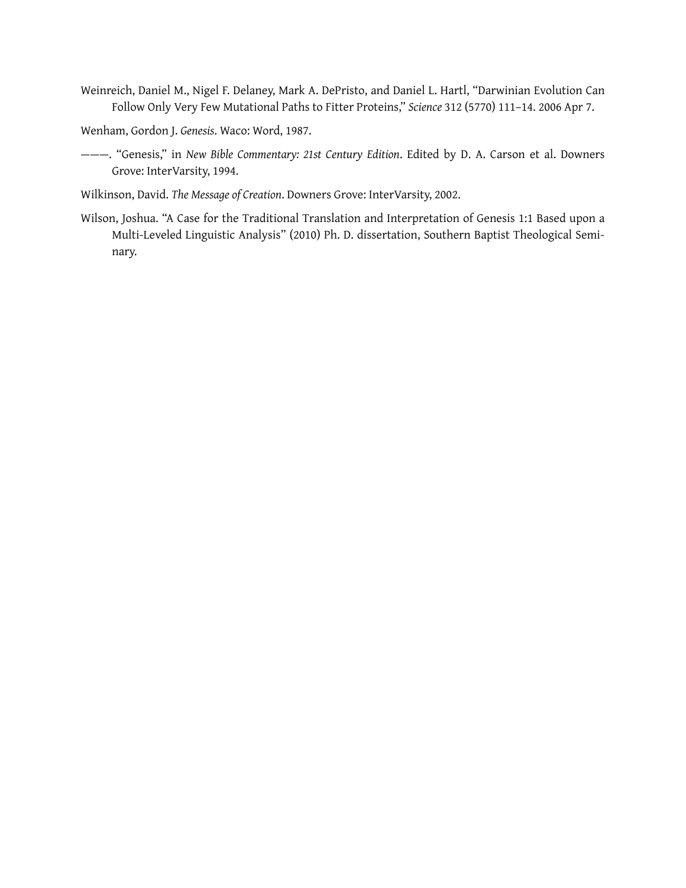Weinreich, Daniel M., Nigel F. Delaney, Mark A. DePristo, and Daniel L. Hartl, "Darwinian Evolution Can Follow Only Very Few Mutational Paths to Fitter Proteins," *Science* 312 (5770) 111–14. 2006 Apr 7.

Wenham, Gordon J. *Genesis*. Waco: Word, 1987.

———. "Genesis," in *New Bible Commentary: 21st Century Edition*. Edited by D. A. Carson et al. Downers Grove: InterVarsity, 1994.

Wilkinson, David. *The Message of Creation*. Downers Grove: InterVarsity, 2002.

Wilson, Joshua. "A Case for the Traditional Translation and Interpretation of Genesis 1:1 Based upon a Multi-Leveled Linguistic Analysis" (2010) Ph. D. dissertation, Southern Baptist Theological Seminary.